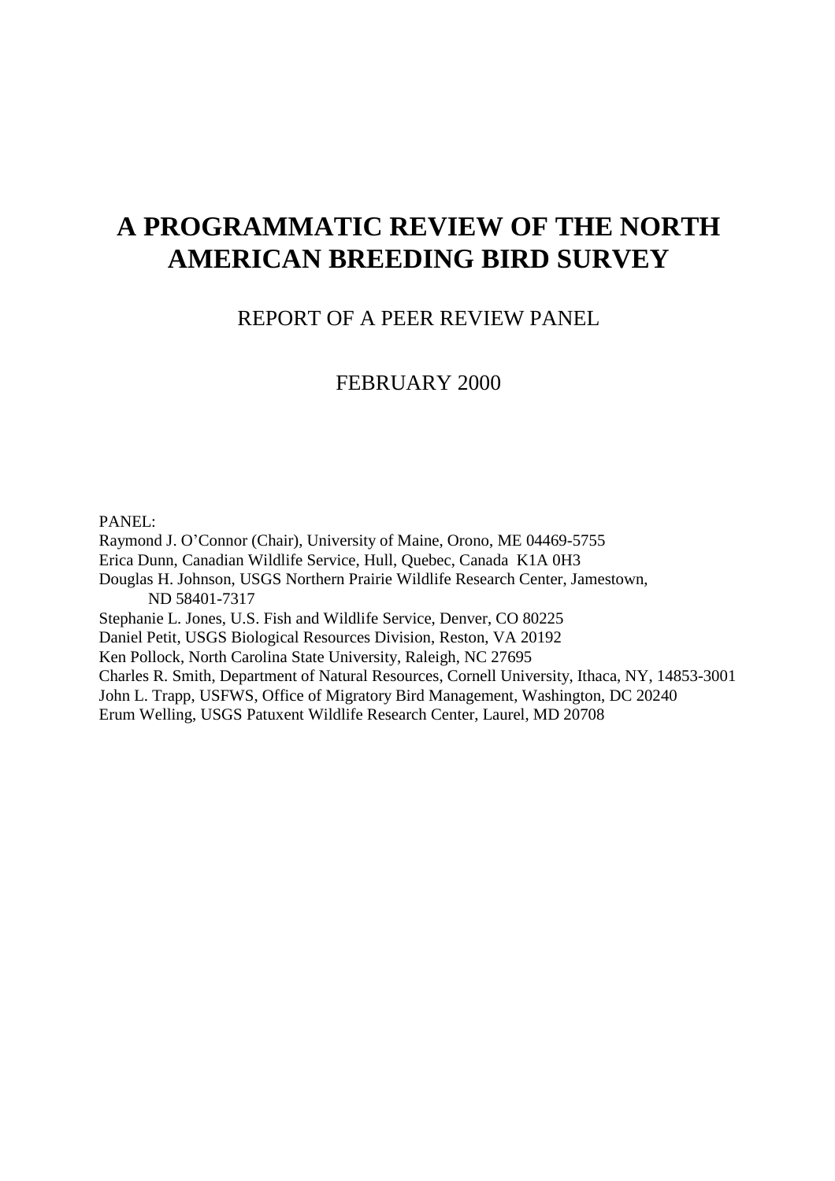# A PROGRAMMATIC REVIEW OF THE NORTH AMERICAN BREEDING BIRD SURVEY

## REPORT OF A PEER REVIEW PANEL

FEBRUARY 2000

PANEL:

Raymond J. O'Connor (Chair), University of Maine, Orono, ME 04469-5755
Erica Dunn, Canadian Wildlife Service, Hull, Quebec, Canada K1A 0H3
Douglas H. Johnson, USGS Northern Prairie Wildlife Research Center, Jamestown, ND 58401-7317
Stephanie L. Jones, U.S. Fish and Wildlife Service, Denver, CO 80225
Daniel Petit, USGS Biological Resources Division, Reston, VA 20192
Ken Pollock, North Carolina State University, Raleigh, NC 27695
Charles R. Smith, Department of Natural Resources, Cornell University, Ithaca, NY, 14853-3001
John L. Trapp, USFWS, Office of Migratory Bird Management, Washington, DC 20240
Erum Welling, USGS Patuxent Wildlife Research Center, Laurel, MD 20708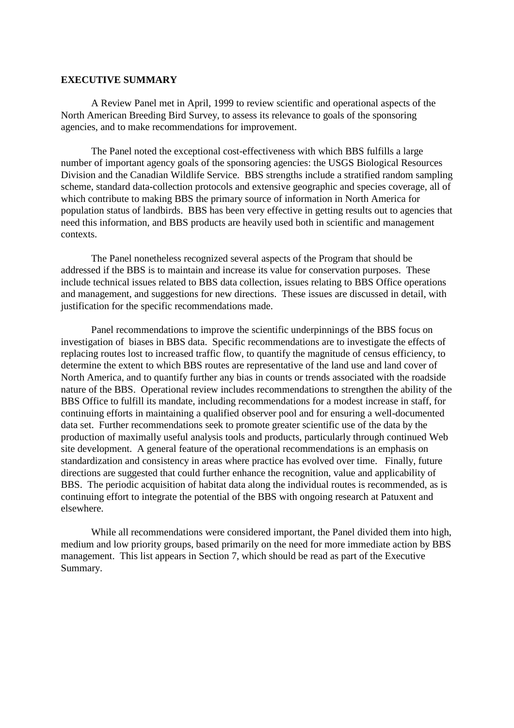## EXECUTIVE SUMMARY

A Review Panel met in April, 1999 to review scientific and operational aspects of the North American Breeding Bird Survey, to assess its relevance to goals of the sponsoring agencies, and to make recommendations for improvement.

The Panel noted the exceptional cost-effectiveness with which BBS fulfills a large number of important agency goals of the sponsoring agencies: the USGS Biological Resources Division and the Canadian Wildlife Service. BBS strengths include a stratified random sampling scheme, standard data-collection protocols and extensive geographic and species coverage, all of which contribute to making BBS the primary source of information in North America for population status of landbirds. BBS has been very effective in getting results out to agencies that need this information, and BBS products are heavily used both in scientific and management contexts.

The Panel nonetheless recognized several aspects of the Program that should be addressed if the BBS is to maintain and increase its value for conservation purposes. These include technical issues related to BBS data collection, issues relating to BBS Office operations and management, and suggestions for new directions. These issues are discussed in detail, with justification for the specific recommendations made.

Panel recommendations to improve the scientific underpinnings of the BBS focus on investigation of biases in BBS data. Specific recommendations are to investigate the effects of replacing routes lost to increased traffic flow, to quantify the magnitude of census efficiency, to determine the extent to which BBS routes are representative of the land use and land cover of North America, and to quantify further any bias in counts or trends associated with the roadside nature of the BBS. Operational review includes recommendations to strengthen the ability of the BBS Office to fulfill its mandate, including recommendations for a modest increase in staff, for continuing efforts in maintaining a qualified observer pool and for ensuring a well-documented data set. Further recommendations seek to promote greater scientific use of the data by the production of maximally useful analysis tools and products, particularly through continued Web site development. A general feature of the operational recommendations is an emphasis on standardization and consistency in areas where practice has evolved over time. Finally, future directions are suggested that could further enhance the recognition, value and applicability of BBS. The periodic acquisition of habitat data along the individual routes is recommended, as is continuing effort to integrate the potential of the BBS with ongoing research at Patuxent and elsewhere.

While all recommendations were considered important, the Panel divided them into high, medium and low priority groups, based primarily on the need for more immediate action by BBS management. This list appears in Section 7, which should be read as part of the Executive Summary.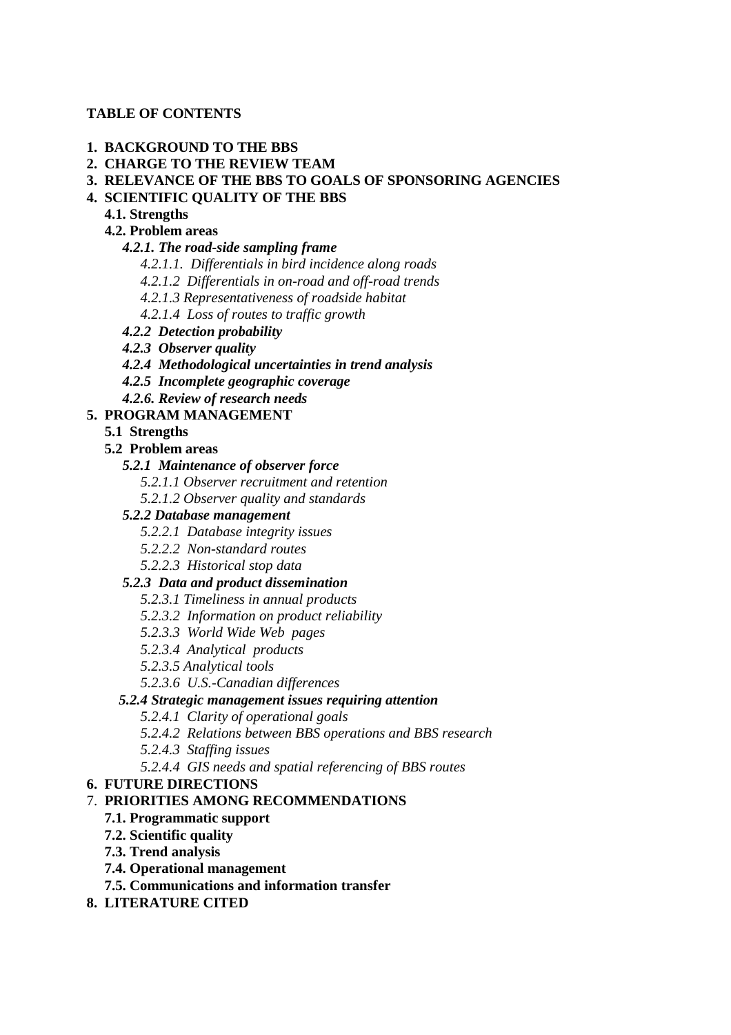**TABLE OF CONTENTS**

- **1. BACKGROUND TO THE BBS**
- **2. CHARGE TO THE REVIEW TEAM**
- **3. RELEVANCE OF THE BBS TO GOALS OF SPONSORING AGENCIES**
- **4. SCIENTIFIC QUALITY OF THE BBS**
  - **4.1. Strengths**
  - **4.2. Problem areas**
    - ***4.2.1. The road-side sampling frame***
      - *4.2.1.1. Differentials in bird incidence along roads*
      - *4.2.1.2 Differentials in on-road and off-road trends*
      - *4.2.1.3 Representativeness of roadside habitat*
      - *4.2.1.4 Loss of routes to traffic growth*
    - ***4.2.2 Detection probability***
    - ***4.2.3 Observer quality***
    - ***4.2.4 Methodological uncertainties in trend analysis***
    - ***4.2.5 Incomplete geographic coverage***
    - ***4.2.6. Review of research needs***
- **5. PROGRAM MANAGEMENT**
  - **5.1 Strengths**
  - **5.2 Problem areas**
    - ***5.2.1 Maintenance of observer force***
      - *5.2.1.1 Observer recruitment and retention*
      - *5.2.1.2 Observer quality and standards*
    - ***5.2.2 Database management***
      - *5.2.2.1 Database integrity issues*
      - *5.2.2.2 Non-standard routes*
      - *5.2.2.3 Historical stop data*
    - ***5.2.3 Data and product dissemination***
      - *5.2.3.1 Timeliness in annual products*
      - *5.2.3.2 Information on product reliability*
      - *5.2.3.3 World Wide Web pages*
      - *5.2.3.4 Analytical products*
      - *5.2.3.5 Analytical tools*
      - *5.2.3.6 U.S.-Canadian differences*
    - ***5.2.4 Strategic management issues requiring attention***
      - *5.2.4.1 Clarity of operational goals*
      - *5.2.4.2 Relations between BBS operations and BBS research*
      - *5.2.4.3 Staffing issues*
      - *5.2.4.4 GIS needs and spatial referencing of BBS routes*
- **6. FUTURE DIRECTIONS**
- 7. **PRIORITIES AMONG RECOMMENDATIONS**
  - **7.1. Programmatic support**
  - **7.2. Scientific quality**
  - **7.3. Trend analysis**
  - **7.4. Operational management**
  - **7.5. Communications and information transfer**
- **8. LITERATURE CITED**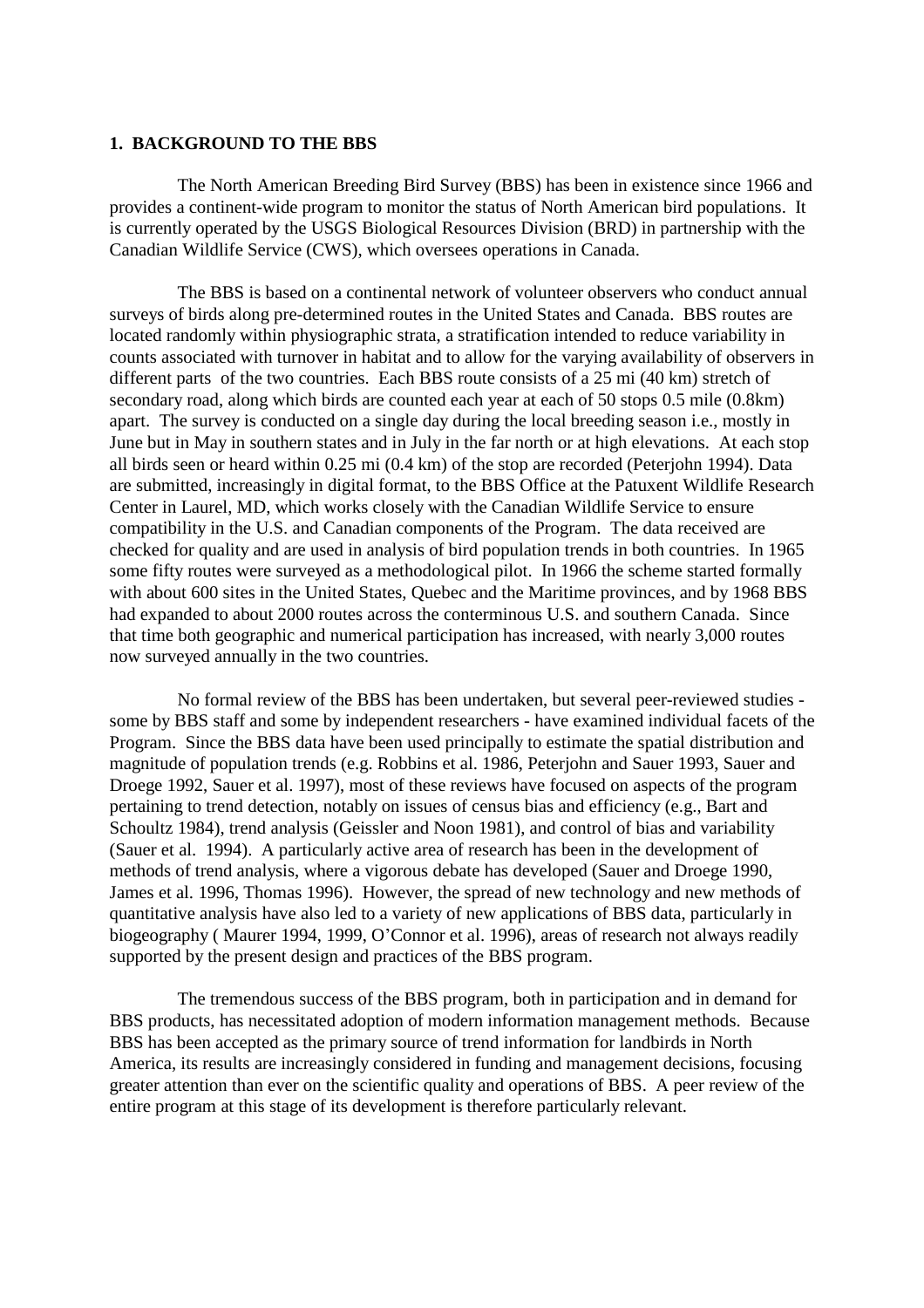## 1. BACKGROUND TO THE BBS

The North American Breeding Bird Survey (BBS) has been in existence since 1966 and provides a continent-wide program to monitor the status of North American bird populations. It is currently operated by the USGS Biological Resources Division (BRD) in partnership with the Canadian Wildlife Service (CWS), which oversees operations in Canada.

The BBS is based on a continental network of volunteer observers who conduct annual surveys of birds along pre-determined routes in the United States and Canada. BBS routes are located randomly within physiographic strata, a stratification intended to reduce variability in counts associated with turnover in habitat and to allow for the varying availability of observers in different parts of the two countries. Each BBS route consists of a 25 mi (40 km) stretch of secondary road, along which birds are counted each year at each of 50 stops 0.5 mile (0.8km) apart. The survey is conducted on a single day during the local breeding season i.e., mostly in June but in May in southern states and in July in the far north or at high elevations. At each stop all birds seen or heard within 0.25 mi (0.4 km) of the stop are recorded (Peterjohn 1994). Data are submitted, increasingly in digital format, to the BBS Office at the Patuxent Wildlife Research Center in Laurel, MD, which works closely with the Canadian Wildlife Service to ensure compatibility in the U.S. and Canadian components of the Program. The data received are checked for quality and are used in analysis of bird population trends in both countries. In 1965 some fifty routes were surveyed as a methodological pilot. In 1966 the scheme started formally with about 600 sites in the United States, Quebec and the Maritime provinces, and by 1968 BBS had expanded to about 2000 routes across the conterminous U.S. and southern Canada. Since that time both geographic and numerical participation has increased, with nearly 3,000 routes now surveyed annually in the two countries.

No formal review of the BBS has been undertaken, but several peer-reviewed studies - some by BBS staff and some by independent researchers - have examined individual facets of the Program. Since the BBS data have been used principally to estimate the spatial distribution and magnitude of population trends (e.g. Robbins et al. 1986, Peterjohn and Sauer 1993, Sauer and Droege 1992, Sauer et al. 1997), most of these reviews have focused on aspects of the program pertaining to trend detection, notably on issues of census bias and efficiency (e.g., Bart and Schoultz 1984), trend analysis (Geissler and Noon 1981), and control of bias and variability (Sauer et al. 1994). A particularly active area of research has been in the development of methods of trend analysis, where a vigorous debate has developed (Sauer and Droege 1990, James et al. 1996, Thomas 1996). However, the spread of new technology and new methods of quantitative analysis have also led to a variety of new applications of BBS data, particularly in biogeography ( Maurer 1994, 1999, O'Connor et al. 1996), areas of research not always readily supported by the present design and practices of the BBS program.

The tremendous success of the BBS program, both in participation and in demand for BBS products, has necessitated adoption of modern information management methods. Because BBS has been accepted as the primary source of trend information for landbirds in North America, its results are increasingly considered in funding and management decisions, focusing greater attention than ever on the scientific quality and operations of BBS. A peer review of the entire program at this stage of its development is therefore particularly relevant.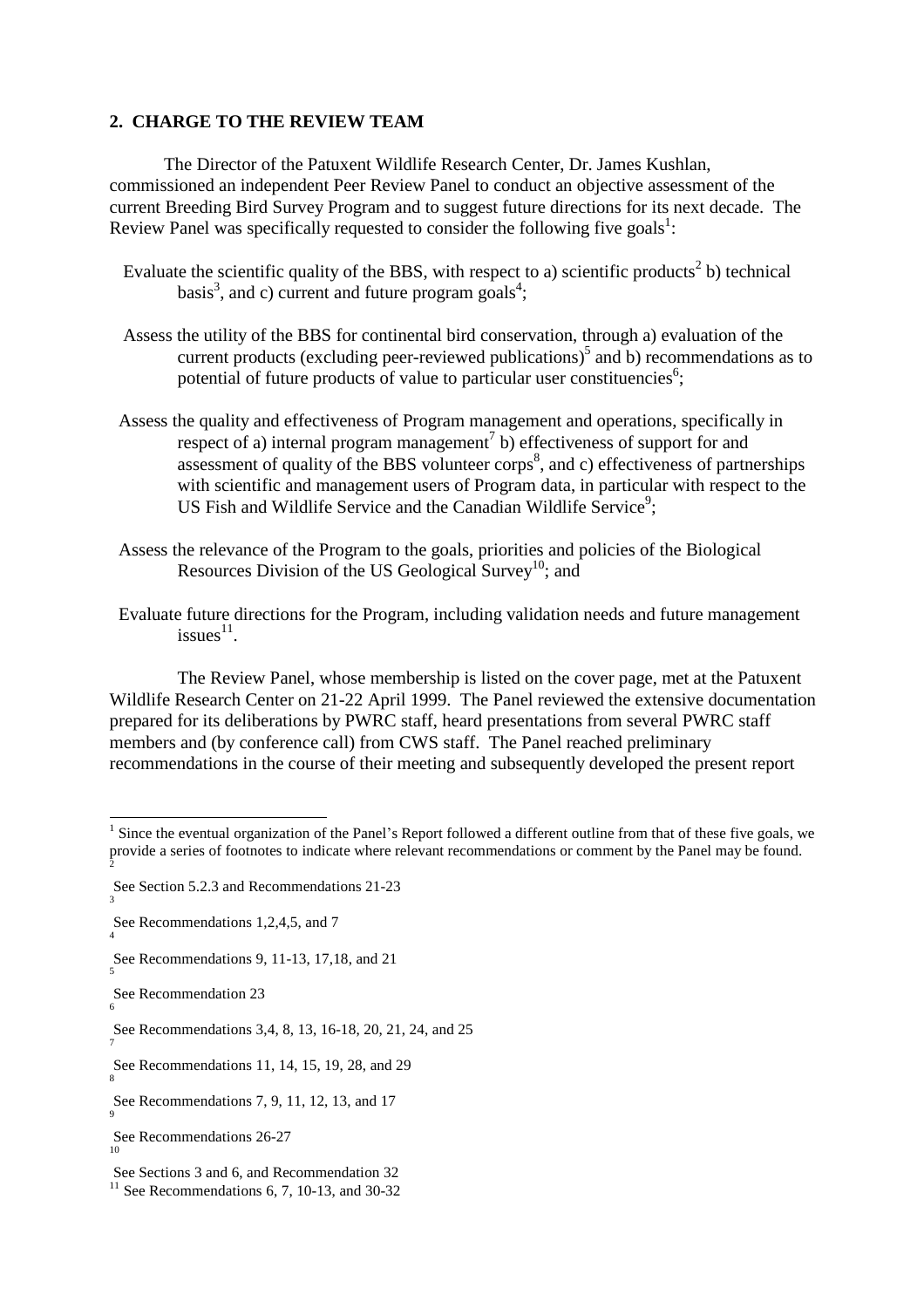## 2. CHARGE TO THE REVIEW TEAM

The Director of the Patuxent Wildlife Research Center, Dr. James Kushlan, commissioned an independent Peer Review Panel to conduct an objective assessment of the current Breeding Bird Survey Program and to suggest future directions for its next decade. The Review Panel was specifically requested to consider the following five goals[1]:

- Evaluate the scientific quality of the BBS, with respect to a) scientific products[2] b) technical basis[3], and c) current and future program goals[4];

- Assess the utility of the BBS for continental bird conservation, through a) evaluation of the current products (excluding peer-reviewed publications)[5] and b) recommendations as to potential of future products of value to particular user constituencies[6];

- Assess the quality and effectiveness of Program management and operations, specifically in respect of a) internal program management[7] b) effectiveness of support for and assessment of quality of the BBS volunteer corps[8], and c) effectiveness of partnerships with scientific and management users of Program data, in particular with respect to the US Fish and Wildlife Service and the Canadian Wildlife Service[9];

- Assess the relevance of the Program to the goals, priorities and policies of the Biological Resources Division of the US Geological Survey[10]; and

- Evaluate future directions for the Program, including validation needs and future management issues[11].

The Review Panel, whose membership is listed on the cover page, met at the Patuxent Wildlife Research Center on 21-22 April 1999. The Panel reviewed the extensive documentation prepared for its deliberations by PWRC staff, heard presentations from several PWRC staff members and (by conference call) from CWS staff. The Panel reached preliminary recommendations in the course of their meeting and subsequently developed the present report

---

[1] Since the eventual organization of the Panel's Report followed a different outline from that of these five goals, we provide a series of footnotes to indicate where relevant recommendations or comment by the Panel may be found.

[2] See Section 5.2.3 and Recommendations 21-23

[3] See Recommendations 1,2,4,5, and 7

[4] See Recommendations 9, 11-13, 17,18, and 21

[5] See Recommendation 23

[6] See Recommendations 3,4, 8, 13, 16-18, 20, 21, 24, and 25

[7] See Recommendations 11, 14, 15, 19, 28, and 29

[8] See Recommendations 7, 9, 11, 12, 13, and 17

[9] See Recommendations 26-27

[10] See Sections 3 and 6, and Recommendation 32

[11] See Recommendations 6, 7, 10-13, and 30-32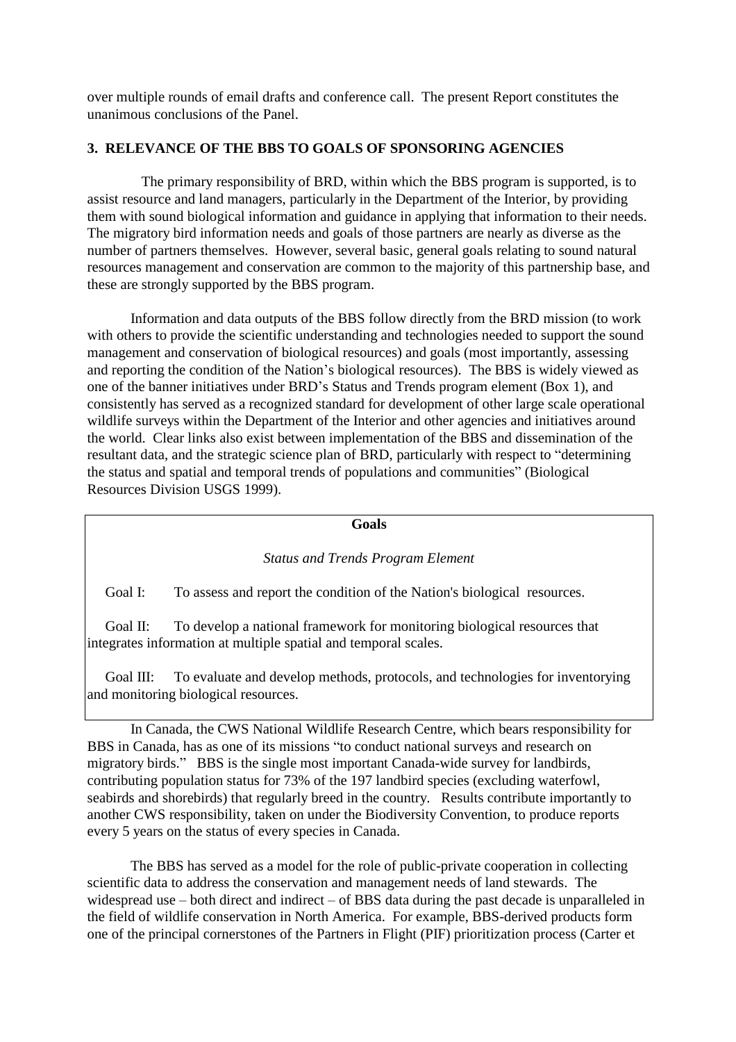over multiple rounds of email drafts and conference call. The present Report constitutes the unanimous conclusions of the Panel.

## 3. RELEVANCE OF THE BBS TO GOALS OF SPONSORING AGENCIES

The primary responsibility of BRD, within which the BBS program is supported, is to assist resource and land managers, particularly in the Department of the Interior, by providing them with sound biological information and guidance in applying that information to their needs. The migratory bird information needs and goals of those partners are nearly as diverse as the number of partners themselves. However, several basic, general goals relating to sound natural resources management and conservation are common to the majority of this partnership base, and these are strongly supported by the BBS program.

Information and data outputs of the BBS follow directly from the BRD mission (to work with others to provide the scientific understanding and technologies needed to support the sound management and conservation of biological resources) and goals (most importantly, assessing and reporting the condition of the Nation's biological resources). The BBS is widely viewed as one of the banner initiatives under BRD's Status and Trends program element (Box 1), and consistently has served as a recognized standard for development of other large scale operational wildlife surveys within the Department of the Interior and other agencies and initiatives around the world. Clear links also exist between implementation of the BBS and dissemination of the resultant data, and the strategic science plan of BRD, particularly with respect to "determining the status and spatial and temporal trends of populations and communities" (Biological Resources Division USGS 1999).

**Goals**

*Status and Trends Program Element*

Goal I: To assess and report the condition of the Nation's biological resources.

Goal II: To develop a national framework for monitoring biological resources that integrates information at multiple spatial and temporal scales.

Goal III: To evaluate and develop methods, protocols, and technologies for inventorying and monitoring biological resources.

In Canada, the CWS National Wildlife Research Centre, which bears responsibility for BBS in Canada, has as one of its missions "to conduct national surveys and research on migratory birds." BBS is the single most important Canada-wide survey for landbirds, contributing population status for 73% of the 197 landbird species (excluding waterfowl, seabirds and shorebirds) that regularly breed in the country. Results contribute importantly to another CWS responsibility, taken on under the Biodiversity Convention, to produce reports every 5 years on the status of every species in Canada.

The BBS has served as a model for the role of public-private cooperation in collecting scientific data to address the conservation and management needs of land stewards. The widespread use – both direct and indirect – of BBS data during the past decade is unparalleled in the field of wildlife conservation in North America. For example, BBS-derived products form one of the principal cornerstones of the Partners in Flight (PIF) prioritization process (Carter et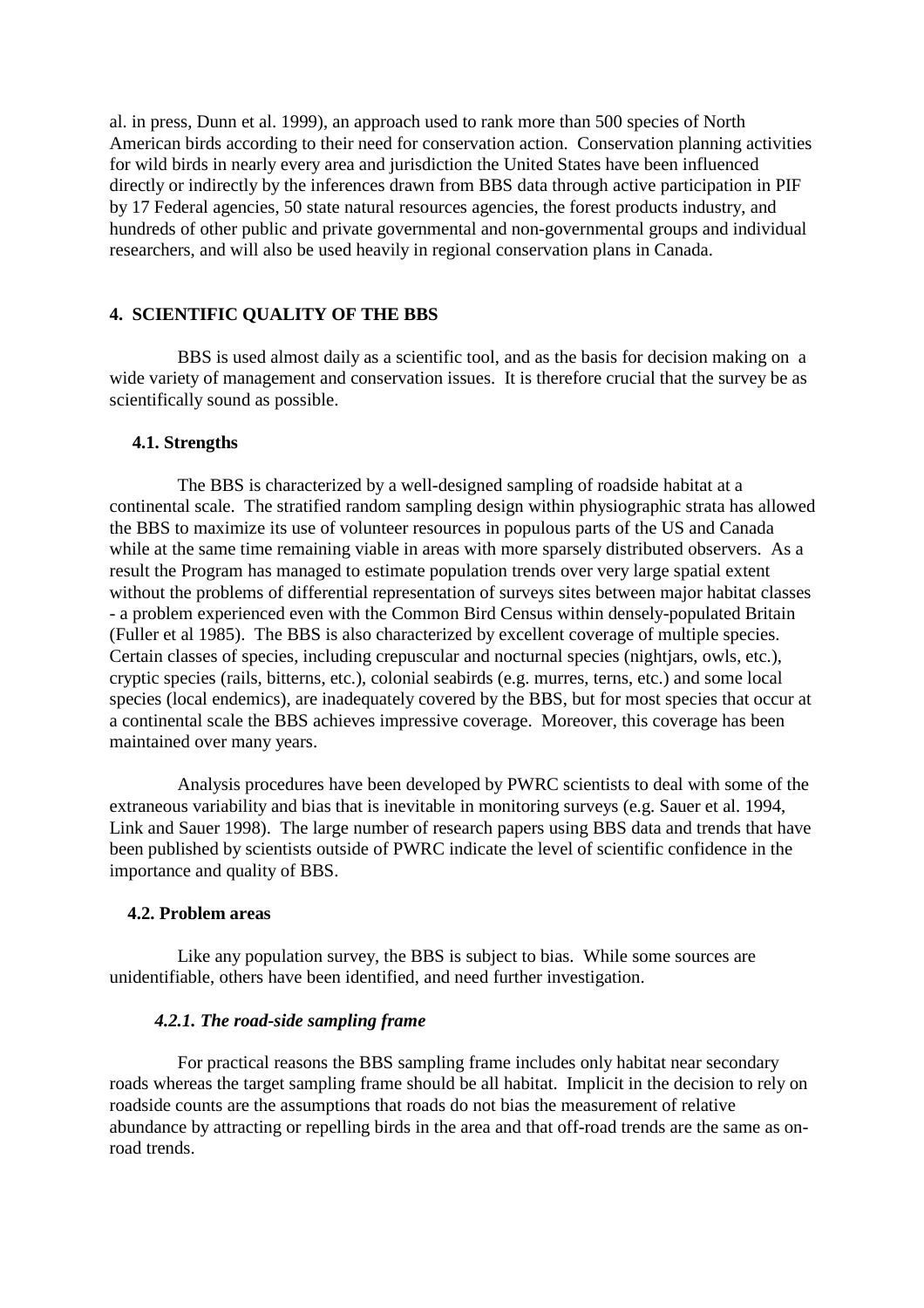al. in press, Dunn et al. 1999), an approach used to rank more than 500 species of North American birds according to their need for conservation action. Conservation planning activities for wild birds in nearly every area and jurisdiction the United States have been influenced directly or indirectly by the inferences drawn from BBS data through active participation in PIF by 17 Federal agencies, 50 state natural resources agencies, the forest products industry, and hundreds of other public and private governmental and non-governmental groups and individual researchers, and will also be used heavily in regional conservation plans in Canada.

## 4. SCIENTIFIC QUALITY OF THE BBS

BBS is used almost daily as a scientific tool, and as the basis for decision making on a wide variety of management and conservation issues. It is therefore crucial that the survey be as scientifically sound as possible.

### 4.1. Strengths

The BBS is characterized by a well-designed sampling of roadside habitat at a continental scale. The stratified random sampling design within physiographic strata has allowed the BBS to maximize its use of volunteer resources in populous parts of the US and Canada while at the same time remaining viable in areas with more sparsely distributed observers. As a result the Program has managed to estimate population trends over very large spatial extent without the problems of differential representation of surveys sites between major habitat classes - a problem experienced even with the Common Bird Census within densely-populated Britain (Fuller et al 1985). The BBS is also characterized by excellent coverage of multiple species. Certain classes of species, including crepuscular and nocturnal species (nightjars, owls, etc.), cryptic species (rails, bitterns, etc.), colonial seabirds (e.g. murres, terns, etc.) and some local species (local endemics), are inadequately covered by the BBS, but for most species that occur at a continental scale the BBS achieves impressive coverage. Moreover, this coverage has been maintained over many years.

Analysis procedures have been developed by PWRC scientists to deal with some of the extraneous variability and bias that is inevitable in monitoring surveys (e.g. Sauer et al. 1994, Link and Sauer 1998). The large number of research papers using BBS data and trends that have been published by scientists outside of PWRC indicate the level of scientific confidence in the importance and quality of BBS.

### 4.2. Problem areas

Like any population survey, the BBS is subject to bias. While some sources are unidentifiable, others have been identified, and need further investigation.

#### *4.2.1. The road-side sampling frame*

For practical reasons the BBS sampling frame includes only habitat near secondary roads whereas the target sampling frame should be all habitat. Implicit in the decision to rely on roadside counts are the assumptions that roads do not bias the measurement of relative abundance by attracting or repelling birds in the area and that off-road trends are the same as on-road trends.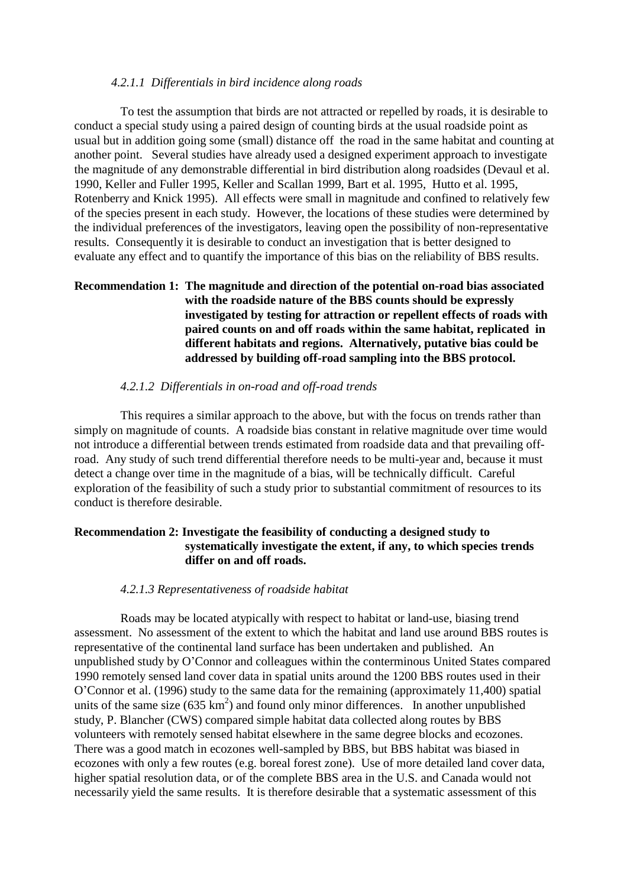#### *4.2.1.1 Differentials in bird incidence along roads*

To test the assumption that birds are not attracted or repelled by roads, it is desirable to conduct a special study using a paired design of counting birds at the usual roadside point as usual but in addition going some (small) distance off the road in the same habitat and counting at another point. Several studies have already used a designed experiment approach to investigate the magnitude of any demonstrable differential in bird distribution along roadsides (Devaul et al. 1990, Keller and Fuller 1995, Keller and Scallan 1999, Bart et al. 1995, Hutto et al. 1995, Rotenberry and Knick 1995). All effects were small in magnitude and confined to relatively few of the species present in each study. However, the locations of these studies were determined by the individual preferences of the investigators, leaving open the possibility of non-representative results. Consequently it is desirable to conduct an investigation that is better designed to evaluate any effect and to quantify the importance of this bias on the reliability of BBS results.

**Recommendation 1: The magnitude and direction of the potential on-road bias associated with the roadside nature of the BBS counts should be expressly investigated by testing for attraction or repellent effects of roads with paired counts on and off roads within the same habitat, replicated in different habitats and regions. Alternatively, putative bias could be addressed by building off-road sampling into the BBS protocol.**

#### *4.2.1.2 Differentials in on-road and off-road trends*

This requires a similar approach to the above, but with the focus on trends rather than simply on magnitude of counts. A roadside bias constant in relative magnitude over time would not introduce a differential between trends estimated from roadside data and that prevailing off-road. Any study of such trend differential therefore needs to be multi-year and, because it must detect a change over time in the magnitude of a bias, will be technically difficult. Careful exploration of the feasibility of such a study prior to substantial commitment of resources to its conduct is therefore desirable.

**Recommendation 2: Investigate the feasibility of conducting a designed study to systematically investigate the extent, if any, to which species trends differ on and off roads.**

#### *4.2.1.3 Representativeness of roadside habitat*

Roads may be located atypically with respect to habitat or land-use, biasing trend assessment. No assessment of the extent to which the habitat and land use around BBS routes is representative of the continental land surface has been undertaken and published. An unpublished study by O'Connor and colleagues within the conterminous United States compared 1990 remotely sensed land cover data in spatial units around the 1200 BBS routes used in their O'Connor et al. (1996) study to the same data for the remaining (approximately 11,400) spatial units of the same size (635 $km^2$) and found only minor differences. In another unpublished study, P. Blancher (CWS) compared simple habitat data collected along routes by BBS volunteers with remotely sensed habitat elsewhere in the same degree blocks and ecozones. There was a good match in ecozones well-sampled by BBS, but BBS habitat was biased in ecozones with only a few routes (e.g. boreal forest zone). Use of more detailed land cover data, higher spatial resolution data, or of the complete BBS area in the U.S. and Canada would not necessarily yield the same results. It is therefore desirable that a systematic assessment of this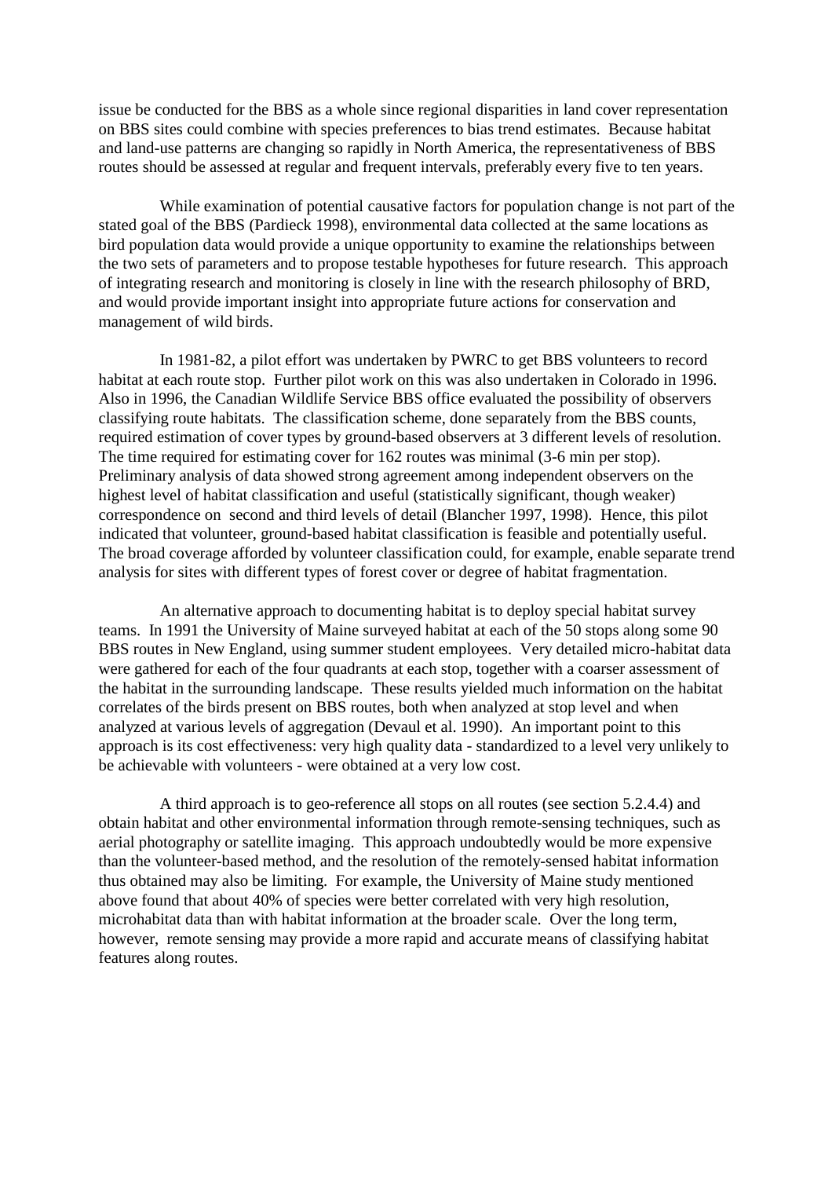issue be conducted for the BBS as a whole since regional disparities in land cover representation on BBS sites could combine with species preferences to bias trend estimates. Because habitat and land-use patterns are changing so rapidly in North America, the representativeness of BBS routes should be assessed at regular and frequent intervals, preferably every five to ten years.

While examination of potential causative factors for population change is not part of the stated goal of the BBS (Pardieck 1998), environmental data collected at the same locations as bird population data would provide a unique opportunity to examine the relationships between the two sets of parameters and to propose testable hypotheses for future research. This approach of integrating research and monitoring is closely in line with the research philosophy of BRD, and would provide important insight into appropriate future actions for conservation and management of wild birds.

In 1981-82, a pilot effort was undertaken by PWRC to get BBS volunteers to record habitat at each route stop. Further pilot work on this was also undertaken in Colorado in 1996. Also in 1996, the Canadian Wildlife Service BBS office evaluated the possibility of observers classifying route habitats. The classification scheme, done separately from the BBS counts, required estimation of cover types by ground-based observers at 3 different levels of resolution. The time required for estimating cover for 162 routes was minimal (3-6 min per stop). Preliminary analysis of data showed strong agreement among independent observers on the highest level of habitat classification and useful (statistically significant, though weaker) correspondence on second and third levels of detail (Blancher 1997, 1998). Hence, this pilot indicated that volunteer, ground-based habitat classification is feasible and potentially useful. The broad coverage afforded by volunteer classification could, for example, enable separate trend analysis for sites with different types of forest cover or degree of habitat fragmentation.

An alternative approach to documenting habitat is to deploy special habitat survey teams. In 1991 the University of Maine surveyed habitat at each of the 50 stops along some 90 BBS routes in New England, using summer student employees. Very detailed micro-habitat data were gathered for each of the four quadrants at each stop, together with a coarser assessment of the habitat in the surrounding landscape. These results yielded much information on the habitat correlates of the birds present on BBS routes, both when analyzed at stop level and when analyzed at various levels of aggregation (Devaul et al. 1990). An important point to this approach is its cost effectiveness: very high quality data - standardized to a level very unlikely to be achievable with volunteers - were obtained at a very low cost.

A third approach is to geo-reference all stops on all routes (see section 5.2.4.4) and obtain habitat and other environmental information through remote-sensing techniques, such as aerial photography or satellite imaging. This approach undoubtedly would be more expensive than the volunteer-based method, and the resolution of the remotely-sensed habitat information thus obtained may also be limiting. For example, the University of Maine study mentioned above found that about 40% of species were better correlated with very high resolution, microhabitat data than with habitat information at the broader scale. Over the long term, however, remote sensing may provide a more rapid and accurate means of classifying habitat features along routes.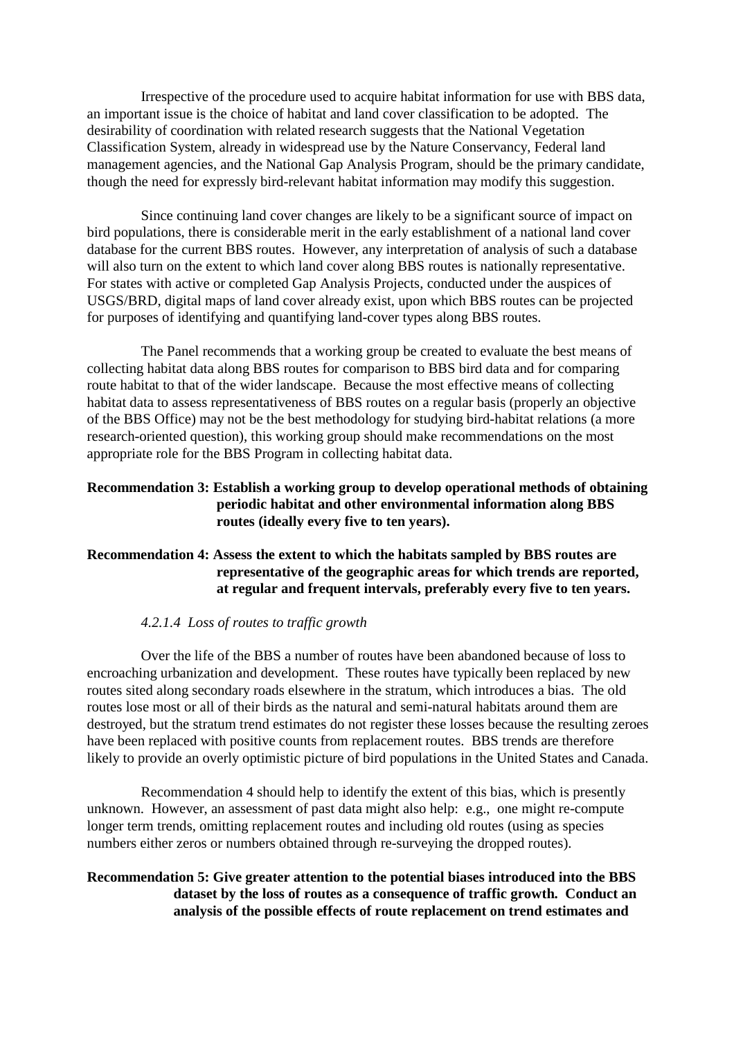Irrespective of the procedure used to acquire habitat information for use with BBS data, an important issue is the choice of habitat and land cover classification to be adopted. The desirability of coordination with related research suggests that the National Vegetation Classification System, already in widespread use by the Nature Conservancy, Federal land management agencies, and the National Gap Analysis Program, should be the primary candidate, though the need for expressly bird-relevant habitat information may modify this suggestion.

Since continuing land cover changes are likely to be a significant source of impact on bird populations, there is considerable merit in the early establishment of a national land cover database for the current BBS routes. However, any interpretation of analysis of such a database will also turn on the extent to which land cover along BBS routes is nationally representative. For states with active or completed Gap Analysis Projects, conducted under the auspices of USGS/BRD, digital maps of land cover already exist, upon which BBS routes can be projected for purposes of identifying and quantifying land-cover types along BBS routes.

The Panel recommends that a working group be created to evaluate the best means of collecting habitat data along BBS routes for comparison to BBS bird data and for comparing route habitat to that of the wider landscape. Because the most effective means of collecting habitat data to assess representativeness of BBS routes on a regular basis (properly an objective of the BBS Office) may not be the best methodology for studying bird-habitat relations (a more research-oriented question), this working group should make recommendations on the most appropriate role for the BBS Program in collecting habitat data.

**Recommendation 3: Establish a working group to develop operational methods of obtaining periodic habitat and other environmental information along BBS routes (ideally every five to ten years).**

**Recommendation 4: Assess the extent to which the habitats sampled by BBS routes are representative of the geographic areas for which trends are reported, at regular and frequent intervals, preferably every five to ten years.**

*4.2.1.4 Loss of routes to traffic growth*

Over the life of the BBS a number of routes have been abandoned because of loss to encroaching urbanization and development. These routes have typically been replaced by new routes sited along secondary roads elsewhere in the stratum, which introduces a bias. The old routes lose most or all of their birds as the natural and semi-natural habitats around them are destroyed, but the stratum trend estimates do not register these losses because the resulting zeroes have been replaced with positive counts from replacement routes. BBS trends are therefore likely to provide an overly optimistic picture of bird populations in the United States and Canada.

Recommendation 4 should help to identify the extent of this bias, which is presently unknown. However, an assessment of past data might also help: e.g., one might re-compute longer term trends, omitting replacement routes and including old routes (using as species numbers either zeros or numbers obtained through re-surveying the dropped routes).

**Recommendation 5: Give greater attention to the potential biases introduced into the BBS dataset by the loss of routes as a consequence of traffic growth. Conduct an analysis of the possible effects of route replacement on trend estimates and**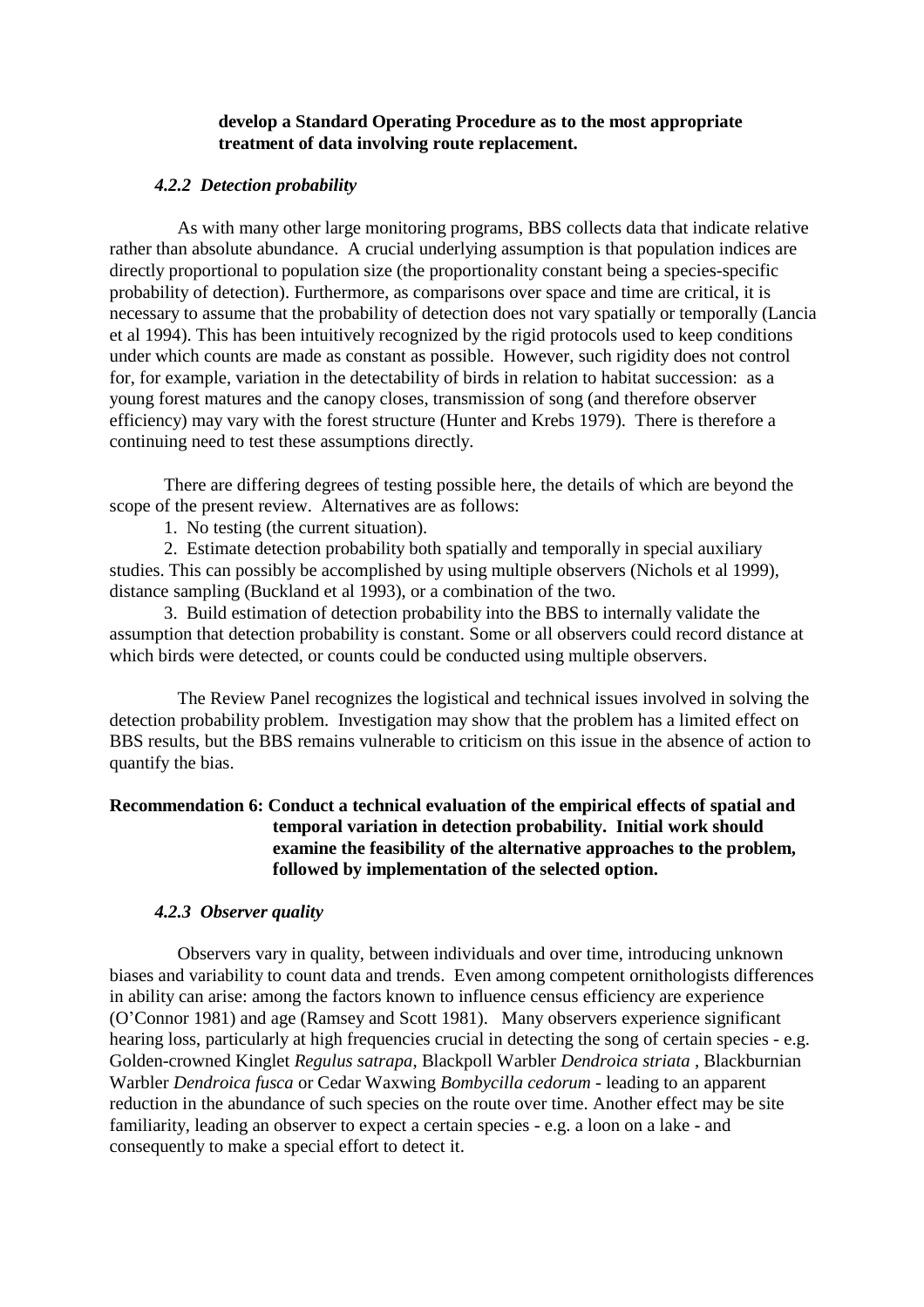**develop a Standard Operating Procedure as to the most appropriate treatment of data involving route replacement.**

### *4.2.2 Detection probability*

As with many other large monitoring programs, BBS collects data that indicate relative rather than absolute abundance. A crucial underlying assumption is that population indices are directly proportional to population size (the proportionality constant being a species-specific probability of detection). Furthermore, as comparisons over space and time are critical, it is necessary to assume that the probability of detection does not vary spatially or temporally (Lancia et al 1994). This has been intuitively recognized by the rigid protocols used to keep conditions under which counts are made as constant as possible. However, such rigidity does not control for, for example, variation in the detectability of birds in relation to habitat succession: as a young forest matures and the canopy closes, transmission of song (and therefore observer efficiency) may vary with the forest structure (Hunter and Krebs 1979). There is therefore a continuing need to test these assumptions directly.

There are differing degrees of testing possible here, the details of which are beyond the scope of the present review. Alternatives are as follows:

1. No testing (the current situation).
2. Estimate detection probability both spatially and temporally in special auxiliary studies. This can possibly be accomplished by using multiple observers (Nichols et al 1999), distance sampling (Buckland et al 1993), or a combination of the two.
3. Build estimation of detection probability into the BBS to internally validate the assumption that detection probability is constant. Some or all observers could record distance at which birds were detected, or counts could be conducted using multiple observers.

The Review Panel recognizes the logistical and technical issues involved in solving the detection probability problem. Investigation may show that the problem has a limited effect on BBS results, but the BBS remains vulnerable to criticism on this issue in the absence of action to quantify the bias.

**Recommendation 6: Conduct a technical evaluation of the empirical effects of spatial and temporal variation in detection probability. Initial work should examine the feasibility of the alternative approaches to the problem, followed by implementation of the selected option.**

### *4.2.3 Observer quality*

Observers vary in quality, between individuals and over time, introducing unknown biases and variability to count data and trends. Even among competent ornithologists differences in ability can arise: among the factors known to influence census efficiency are experience (O'Connor 1981) and age (Ramsey and Scott 1981). Many observers experience significant hearing loss, particularly at high frequencies crucial in detecting the song of certain species - e.g. Golden-crowned Kinglet *Regulus satrapa*, Blackpoll Warbler *Dendroica striata* , Blackburnian Warbler *Dendroica fusca* or Cedar Waxwing *Bombycilla cedorum* - leading to an apparent reduction in the abundance of such species on the route over time. Another effect may be site familiarity, leading an observer to expect a certain species - e.g. a loon on a lake - and consequently to make a special effort to detect it.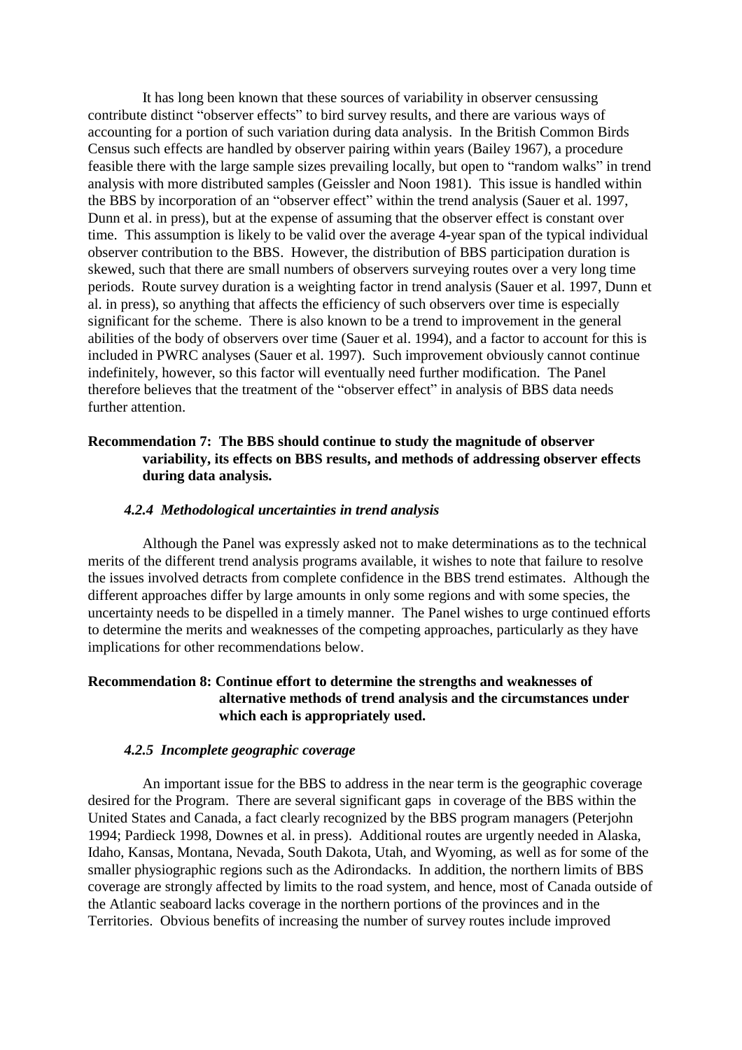It has long been known that these sources of variability in observer censussing contribute distinct "observer effects" to bird survey results, and there are various ways of accounting for a portion of such variation during data analysis. In the British Common Birds Census such effects are handled by observer pairing within years (Bailey 1967), a procedure feasible there with the large sample sizes prevailing locally, but open to "random walks" in trend analysis with more distributed samples (Geissler and Noon 1981). This issue is handled within the BBS by incorporation of an "observer effect" within the trend analysis (Sauer et al. 1997, Dunn et al. in press), but at the expense of assuming that the observer effect is constant over time. This assumption is likely to be valid over the average 4-year span of the typical individual observer contribution to the BBS. However, the distribution of BBS participation duration is skewed, such that there are small numbers of observers surveying routes over a very long time periods. Route survey duration is a weighting factor in trend analysis (Sauer et al. 1997, Dunn et al. in press), so anything that affects the efficiency of such observers over time is especially significant for the scheme. There is also known to be a trend to improvement in the general abilities of the body of observers over time (Sauer et al. 1994), and a factor to account for this is included in PWRC analyses (Sauer et al. 1997). Such improvement obviously cannot continue indefinitely, however, so this factor will eventually need further modification. The Panel therefore believes that the treatment of the "observer effect" in analysis of BBS data needs further attention.

**Recommendation 7: The BBS should continue to study the magnitude of observer variability, its effects on BBS results, and methods of addressing observer effects during data analysis.**

#### *4.2.4 Methodological uncertainties in trend analysis*

Although the Panel was expressly asked not to make determinations as to the technical merits of the different trend analysis programs available, it wishes to note that failure to resolve the issues involved detracts from complete confidence in the BBS trend estimates. Although the different approaches differ by large amounts in only some regions and with some species, the uncertainty needs to be dispelled in a timely manner. The Panel wishes to urge continued efforts to determine the merits and weaknesses of the competing approaches, particularly as they have implications for other recommendations below.

**Recommendation 8: Continue effort to determine the strengths and weaknesses of alternative methods of trend analysis and the circumstances under which each is appropriately used.**

#### *4.2.5 Incomplete geographic coverage*

An important issue for the BBS to address in the near term is the geographic coverage desired for the Program. There are several significant gaps in coverage of the BBS within the United States and Canada, a fact clearly recognized by the BBS program managers (Peterjohn 1994; Pardieck 1998, Downes et al. in press). Additional routes are urgently needed in Alaska, Idaho, Kansas, Montana, Nevada, South Dakota, Utah, and Wyoming, as well as for some of the smaller physiographic regions such as the Adirondacks. In addition, the northern limits of BBS coverage are strongly affected by limits to the road system, and hence, most of Canada outside of the Atlantic seaboard lacks coverage in the northern portions of the provinces and in the Territories. Obvious benefits of increasing the number of survey routes include improved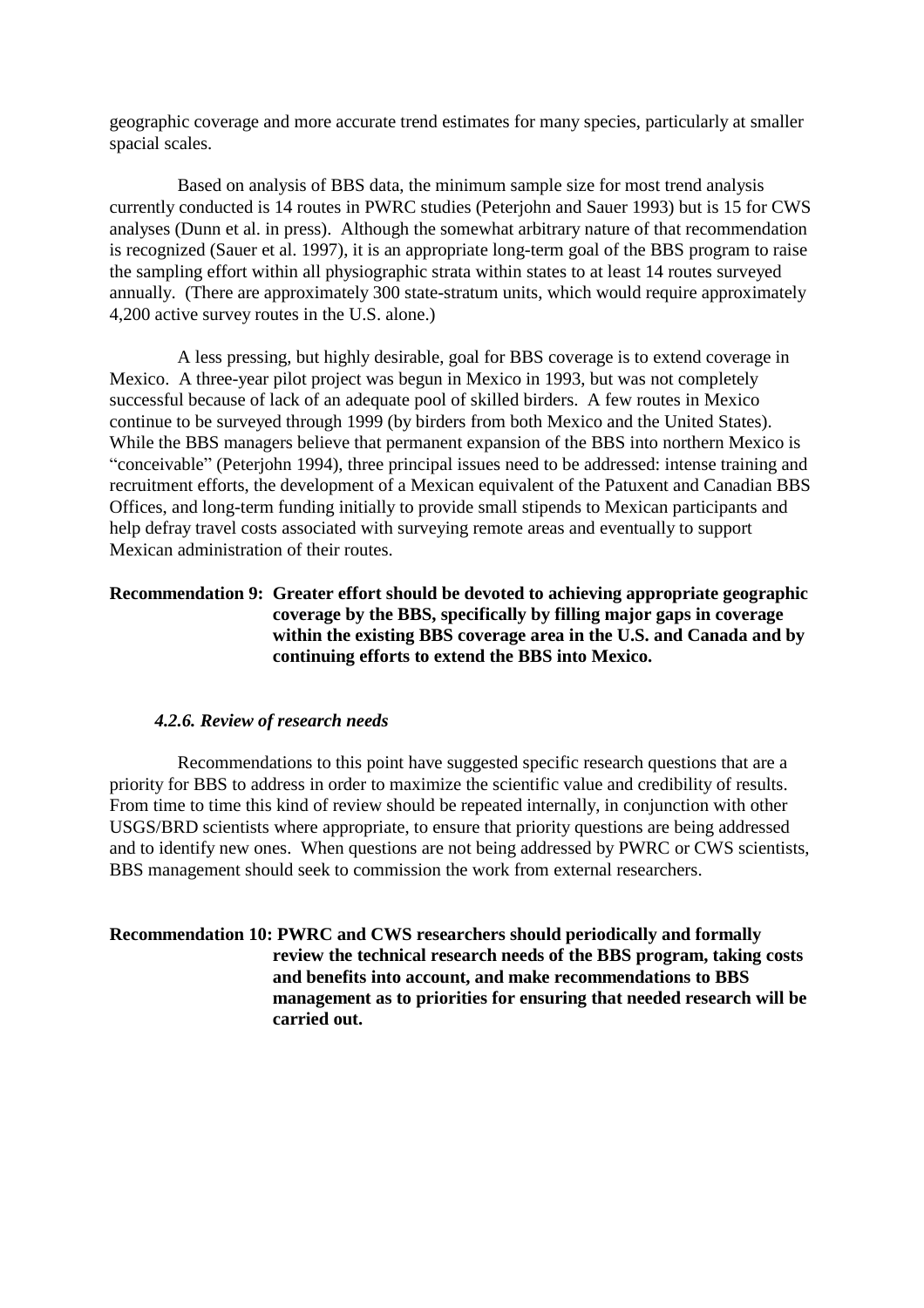geographic coverage and more accurate trend estimates for many species, particularly at smaller spacial scales.

Based on analysis of BBS data, the minimum sample size for most trend analysis currently conducted is 14 routes in PWRC studies (Peterjohn and Sauer 1993) but is 15 for CWS analyses (Dunn et al. in press). Although the somewhat arbitrary nature of that recommendation is recognized (Sauer et al. 1997), it is an appropriate long-term goal of the BBS program to raise the sampling effort within all physiographic strata within states to at least 14 routes surveyed annually. (There are approximately 300 state-stratum units, which would require approximately 4,200 active survey routes in the U.S. alone.)

A less pressing, but highly desirable, goal for BBS coverage is to extend coverage in Mexico. A three-year pilot project was begun in Mexico in 1993, but was not completely successful because of lack of an adequate pool of skilled birders. A few routes in Mexico continue to be surveyed through 1999 (by birders from both Mexico and the United States). While the BBS managers believe that permanent expansion of the BBS into northern Mexico is "conceivable" (Peterjohn 1994), three principal issues need to be addressed: intense training and recruitment efforts, the development of a Mexican equivalent of the Patuxent and Canadian BBS Offices, and long-term funding initially to provide small stipends to Mexican participants and help defray travel costs associated with surveying remote areas and eventually to support Mexican administration of their routes.

**Recommendation 9: Greater effort should be devoted to achieving appropriate geographic coverage by the BBS, specifically by filling major gaps in coverage within the existing BBS coverage area in the U.S. and Canada and by continuing efforts to extend the BBS into Mexico.**

#### *4.2.6. Review of research needs*

Recommendations to this point have suggested specific research questions that are a priority for BBS to address in order to maximize the scientific value and credibility of results. From time to time this kind of review should be repeated internally, in conjunction with other USGS/BRD scientists where appropriate, to ensure that priority questions are being addressed and to identify new ones. When questions are not being addressed by PWRC or CWS scientists, BBS management should seek to commission the work from external researchers.

**Recommendation 10: PWRC and CWS researchers should periodically and formally review the technical research needs of the BBS program, taking costs and benefits into account, and make recommendations to BBS management as to priorities for ensuring that needed research will be carried out.**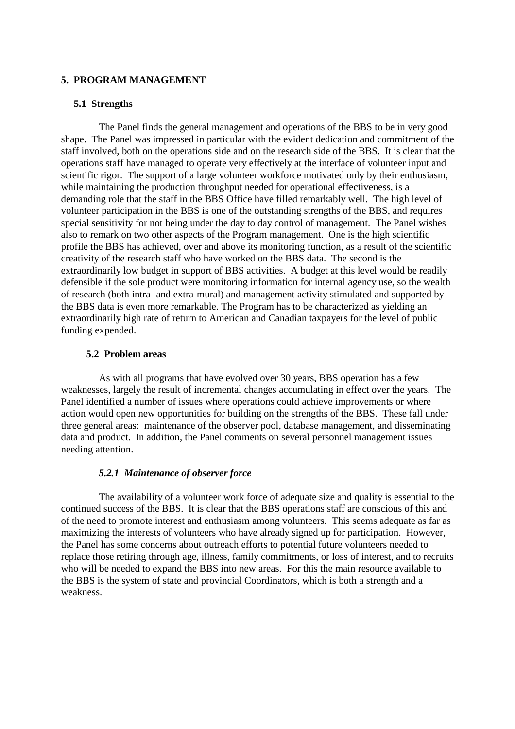## 5. PROGRAM MANAGEMENT

### 5.1 Strengths

The Panel finds the general management and operations of the BBS to be in very good shape. The Panel was impressed in particular with the evident dedication and commitment of the staff involved, both on the operations side and on the research side of the BBS. It is clear that the operations staff have managed to operate very effectively at the interface of volunteer input and scientific rigor. The support of a large volunteer workforce motivated only by their enthusiasm, while maintaining the production throughput needed for operational effectiveness, is a demanding role that the staff in the BBS Office have filled remarkably well. The high level of volunteer participation in the BBS is one of the outstanding strengths of the BBS, and requires special sensitivity for not being under the day to day control of management. The Panel wishes also to remark on two other aspects of the Program management. One is the high scientific profile the BBS has achieved, over and above its monitoring function, as a result of the scientific creativity of the research staff who have worked on the BBS data. The second is the extraordinarily low budget in support of BBS activities. A budget at this level would be readily defensible if the sole product were monitoring information for internal agency use, so the wealth of research (both intra- and extra-mural) and management activity stimulated and supported by the BBS data is even more remarkable. The Program has to be characterized as yielding an extraordinarily high rate of return to American and Canadian taxpayers for the level of public funding expended.

### 5.2 Problem areas

As with all programs that have evolved over 30 years, BBS operation has a few weaknesses, largely the result of incremental changes accumulating in effect over the years. The Panel identified a number of issues where operations could achieve improvements or where action would open new opportunities for building on the strengths of the BBS. These fall under three general areas: maintenance of the observer pool, database management, and disseminating data and product. In addition, the Panel comments on several personnel management issues needing attention.

#### *5.2.1 Maintenance of observer force*

The availability of a volunteer work force of adequate size and quality is essential to the continued success of the BBS. It is clear that the BBS operations staff are conscious of this and of the need to promote interest and enthusiasm among volunteers. This seems adequate as far as maximizing the interests of volunteers who have already signed up for participation. However, the Panel has some concerns about outreach efforts to potential future volunteers needed to replace those retiring through age, illness, family commitments, or loss of interest, and to recruits who will be needed to expand the BBS into new areas. For this the main resource available to the BBS is the system of state and provincial Coordinators, which is both a strength and a weakness.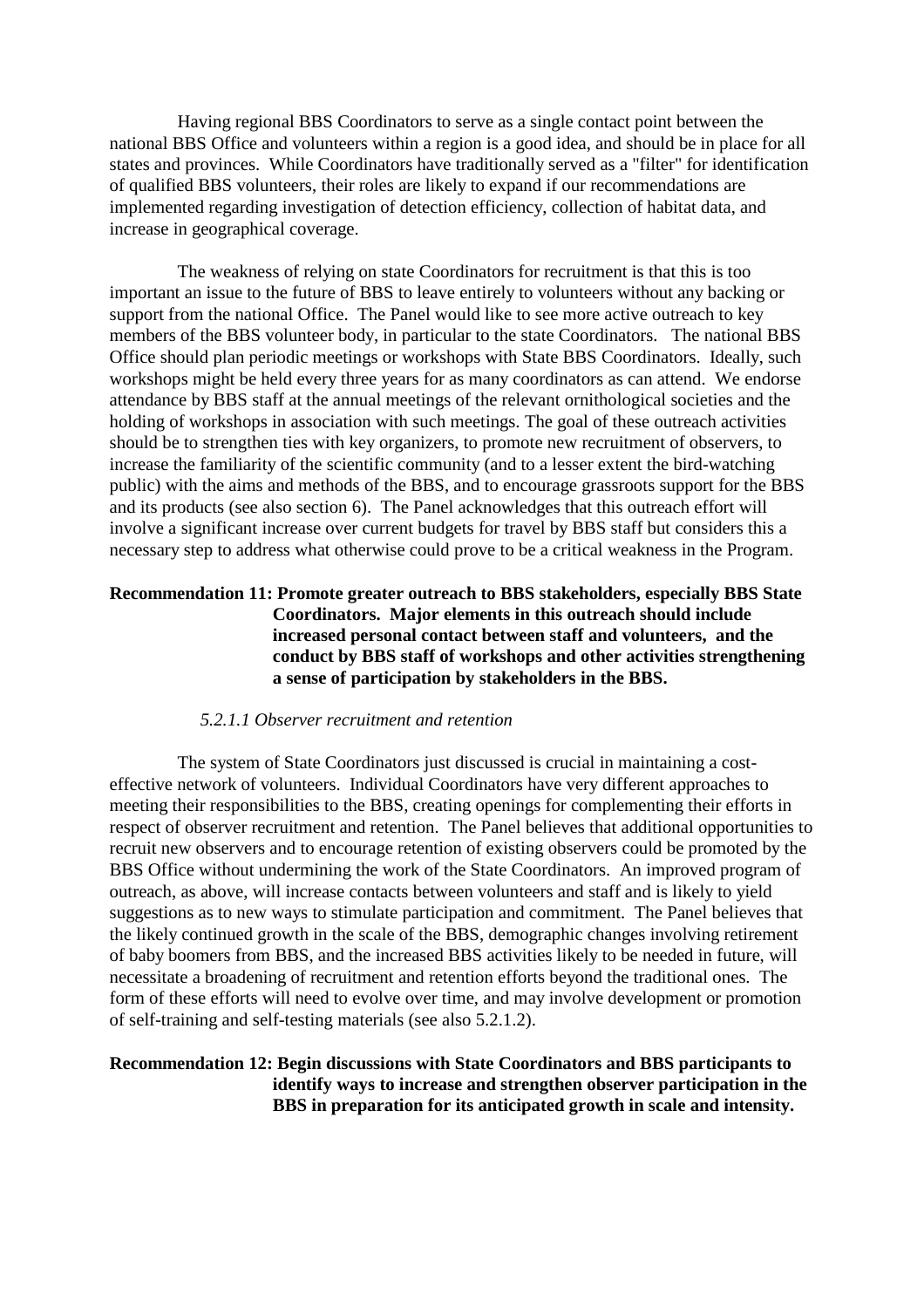Having regional BBS Coordinators to serve as a single contact point between the national BBS Office and volunteers within a region is a good idea, and should be in place for all states and provinces. While Coordinators have traditionally served as a "filter" for identification of qualified BBS volunteers, their roles are likely to expand if our recommendations are implemented regarding investigation of detection efficiency, collection of habitat data, and increase in geographical coverage.

The weakness of relying on state Coordinators for recruitment is that this is too important an issue to the future of BBS to leave entirely to volunteers without any backing or support from the national Office. The Panel would like to see more active outreach to key members of the BBS volunteer body, in particular to the state Coordinators. The national BBS Office should plan periodic meetings or workshops with State BBS Coordinators. Ideally, such workshops might be held every three years for as many coordinators as can attend. We endorse attendance by BBS staff at the annual meetings of the relevant ornithological societies and the holding of workshops in association with such meetings. The goal of these outreach activities should be to strengthen ties with key organizers, to promote new recruitment of observers, to increase the familiarity of the scientific community (and to a lesser extent the bird-watching public) with the aims and methods of the BBS, and to encourage grassroots support for the BBS and its products (see also section 6). The Panel acknowledges that this outreach effort will involve a significant increase over current budgets for travel by BBS staff but considers this a necessary step to address what otherwise could prove to be a critical weakness in the Program.

**Recommendation 11: Promote greater outreach to BBS stakeholders, especially BBS State Coordinators. Major elements in this outreach should include increased personal contact between staff and volunteers, and the conduct by BBS staff of workshops and other activities strengthening a sense of participation by stakeholders in the BBS.**

*5.2.1.1 Observer recruitment and retention*

The system of State Coordinators just discussed is crucial in maintaining a cost-effective network of volunteers. Individual Coordinators have very different approaches to meeting their responsibilities to the BBS, creating openings for complementing their efforts in respect of observer recruitment and retention. The Panel believes that additional opportunities to recruit new observers and to encourage retention of existing observers could be promoted by the BBS Office without undermining the work of the State Coordinators. An improved program of outreach, as above, will increase contacts between volunteers and staff and is likely to yield suggestions as to new ways to stimulate participation and commitment. The Panel believes that the likely continued growth in the scale of the BBS, demographic changes involving retirement of baby boomers from BBS, and the increased BBS activities likely to be needed in future, will necessitate a broadening of recruitment and retention efforts beyond the traditional ones. The form of these efforts will need to evolve over time, and may involve development or promotion of self-training and self-testing materials (see also 5.2.1.2).

**Recommendation 12: Begin discussions with State Coordinators and BBS participants to identify ways to increase and strengthen observer participation in the BBS in preparation for its anticipated growth in scale and intensity.**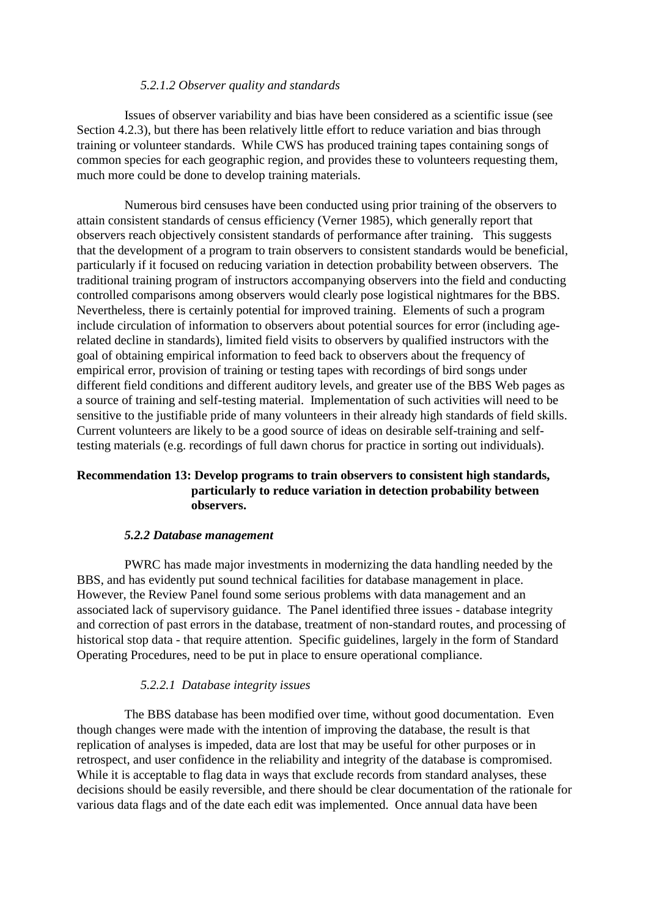##### *5.2.1.2 Observer quality and standards*

Issues of observer variability and bias have been considered as a scientific issue (see Section 4.2.3), but there has been relatively little effort to reduce variation and bias through training or volunteer standards. While CWS has produced training tapes containing songs of common species for each geographic region, and provides these to volunteers requesting them, much more could be done to develop training materials.

Numerous bird censuses have been conducted using prior training of the observers to attain consistent standards of census efficiency (Verner 1985), which generally report that observers reach objectively consistent standards of performance after training. This suggests that the development of a program to train observers to consistent standards would be beneficial, particularly if it focused on reducing variation in detection probability between observers. The traditional training program of instructors accompanying observers into the field and conducting controlled comparisons among observers would clearly pose logistical nightmares for the BBS. Nevertheless, there is certainly potential for improved training. Elements of such a program include circulation of information to observers about potential sources for error (including age-related decline in standards), limited field visits to observers by qualified instructors with the goal of obtaining empirical information to feed back to observers about the frequency of empirical error, provision of training or testing tapes with recordings of bird songs under different field conditions and different auditory levels, and greater use of the BBS Web pages as a source of training and self-testing material. Implementation of such activities will need to be sensitive to the justifiable pride of many volunteers in their already high standards of field skills. Current volunteers are likely to be a good source of ideas on desirable self-training and self-testing materials (e.g. recordings of full dawn chorus for practice in sorting out individuals).

**Recommendation 13: Develop programs to train observers to consistent high standards, particularly to reduce variation in detection probability between observers.**

#### ***5.2.2 Database management***

PWRC has made major investments in modernizing the data handling needed by the BBS, and has evidently put sound technical facilities for database management in place. However, the Review Panel found some serious problems with data management and an associated lack of supervisory guidance. The Panel identified three issues - database integrity and correction of past errors in the database, treatment of non-standard routes, and processing of historical stop data - that require attention. Specific guidelines, largely in the form of Standard Operating Procedures, need to be put in place to ensure operational compliance.

##### *5.2.2.1 Database integrity issues*

The BBS database has been modified over time, without good documentation. Even though changes were made with the intention of improving the database, the result is that replication of analyses is impeded, data are lost that may be useful for other purposes or in retrospect, and user confidence in the reliability and integrity of the database is compromised. While it is acceptable to flag data in ways that exclude records from standard analyses, these decisions should be easily reversible, and there should be clear documentation of the rationale for various data flags and of the date each edit was implemented. Once annual data have been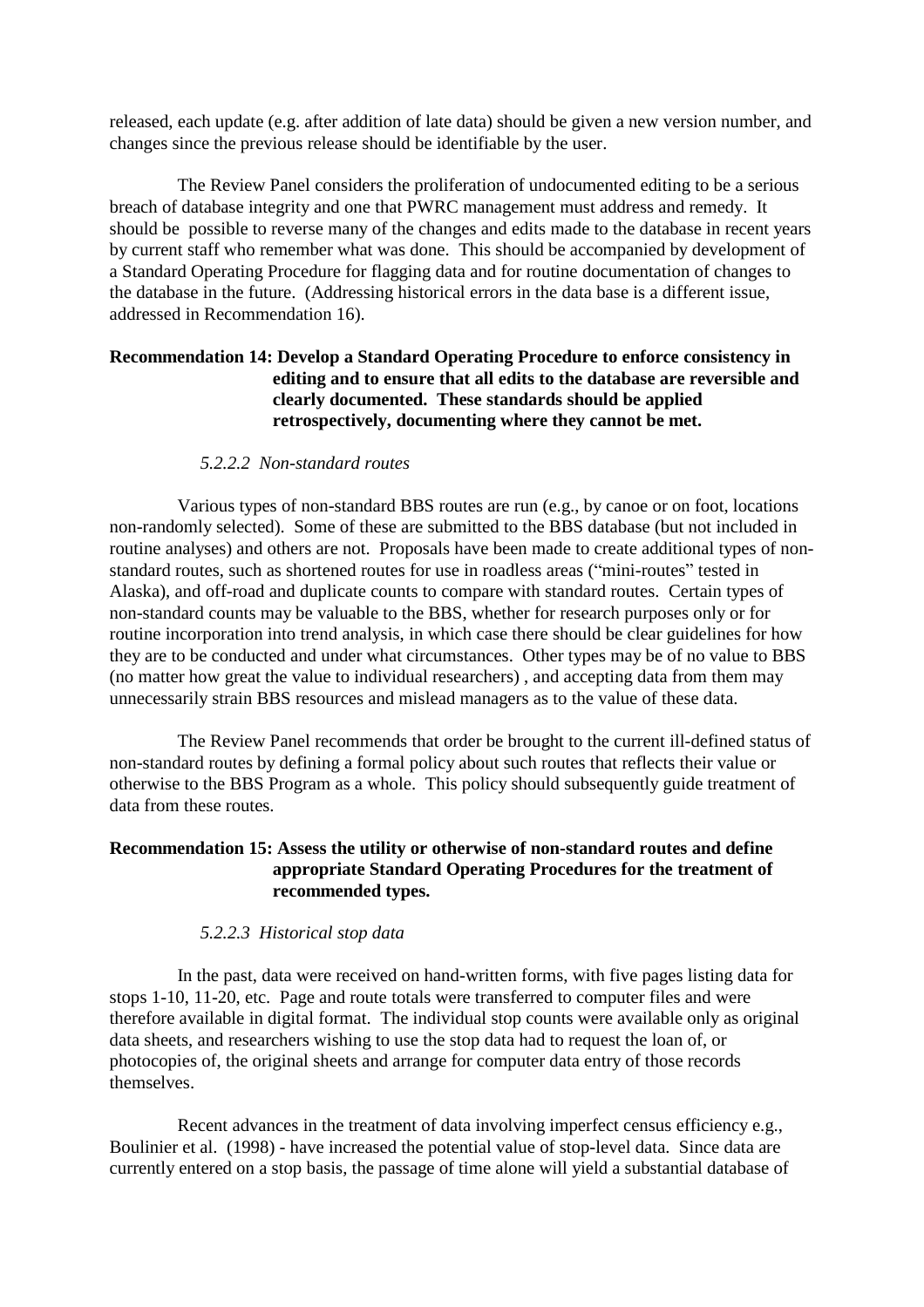released, each update (e.g. after addition of late data) should be given a new version number, and changes since the previous release should be identifiable by the user.

The Review Panel considers the proliferation of undocumented editing to be a serious breach of database integrity and one that PWRC management must address and remedy. It should be possible to reverse many of the changes and edits made to the database in recent years by current staff who remember what was done. This should be accompanied by development of a Standard Operating Procedure for flagging data and for routine documentation of changes to the database in the future. (Addressing historical errors in the data base is a different issue, addressed in Recommendation 16).

**Recommendation 14: Develop a Standard Operating Procedure to enforce consistency in editing and to ensure that all edits to the database are reversible and clearly documented. These standards should be applied retrospectively, documenting where they cannot be met.**

#### *5.2.2.2 Non-standard routes*

Various types of non-standard BBS routes are run (e.g., by canoe or on foot, locations non-randomly selected). Some of these are submitted to the BBS database (but not included in routine analyses) and others are not. Proposals have been made to create additional types of non-standard routes, such as shortened routes for use in roadless areas ("mini-routes" tested in Alaska), and off-road and duplicate counts to compare with standard routes. Certain types of non-standard counts may be valuable to the BBS, whether for research purposes only or for routine incorporation into trend analysis, in which case there should be clear guidelines for how they are to be conducted and under what circumstances. Other types may be of no value to BBS (no matter how great the value to individual researchers) , and accepting data from them may unnecessarily strain BBS resources and mislead managers as to the value of these data.

The Review Panel recommends that order be brought to the current ill-defined status of non-standard routes by defining a formal policy about such routes that reflects their value or otherwise to the BBS Program as a whole. This policy should subsequently guide treatment of data from these routes.

**Recommendation 15: Assess the utility or otherwise of non-standard routes and define appropriate Standard Operating Procedures for the treatment of recommended types.**

#### *5.2.2.3 Historical stop data*

In the past, data were received on hand-written forms, with five pages listing data for stops 1-10, 11-20, etc. Page and route totals were transferred to computer files and were therefore available in digital format. The individual stop counts were available only as original data sheets, and researchers wishing to use the stop data had to request the loan of, or photocopies of, the original sheets and arrange for computer data entry of those records themselves.

Recent advances in the treatment of data involving imperfect census efficiency e.g., Boulinier et al. (1998) - have increased the potential value of stop-level data. Since data are currently entered on a stop basis, the passage of time alone will yield a substantial database of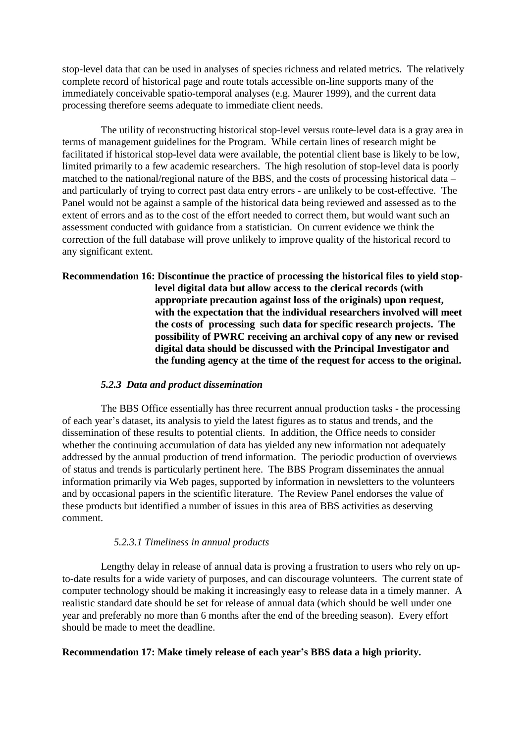stop-level data that can be used in analyses of species richness and related metrics. The relatively complete record of historical page and route totals accessible on-line supports many of the immediately conceivable spatio-temporal analyses (e.g. Maurer 1999), and the current data processing therefore seems adequate to immediate client needs.

The utility of reconstructing historical stop-level versus route-level data is a gray area in terms of management guidelines for the Program. While certain lines of research might be facilitated if historical stop-level data were available, the potential client base is likely to be low, limited primarily to a few academic researchers. The high resolution of stop-level data is poorly matched to the national/regional nature of the BBS, and the costs of processing historical data – and particularly of trying to correct past data entry errors - are unlikely to be cost-effective. The Panel would not be against a sample of the historical data being reviewed and assessed as to the extent of errors and as to the cost of the effort needed to correct them, but would want such an assessment conducted with guidance from a statistician. On current evidence we think the correction of the full database will prove unlikely to improve quality of the historical record to any significant extent.

**Recommendation 16: Discontinue the practice of processing the historical files to yield stop-level digital data but allow access to the clerical records (with appropriate precaution against loss of the originals) upon request, with the expectation that the individual researchers involved will meet the costs of processing such data for specific research projects. The possibility of PWRC receiving an archival copy of any new or revised digital data should be discussed with the Principal Investigator and the funding agency at the time of the request for access to the original.**

### *5.2.3 Data and product dissemination*

The BBS Office essentially has three recurrent annual production tasks - the processing of each year's dataset, its analysis to yield the latest figures as to status and trends, and the dissemination of these results to potential clients. In addition, the Office needs to consider whether the continuing accumulation of data has yielded any new information not adequately addressed by the annual production of trend information. The periodic production of overviews of status and trends is particularly pertinent here. The BBS Program disseminates the annual information primarily via Web pages, supported by information in newsletters to the volunteers and by occasional papers in the scientific literature. The Review Panel endorses the value of these products but identified a number of issues in this area of BBS activities as deserving comment.

#### *5.2.3.1 Timeliness in annual products*

Lengthy delay in release of annual data is proving a frustration to users who rely on up-to-date results for a wide variety of purposes, and can discourage volunteers. The current state of computer technology should be making it increasingly easy to release data in a timely manner. A realistic standard date should be set for release of annual data (which should be well under one year and preferably no more than 6 months after the end of the breeding season). Every effort should be made to meet the deadline.

**Recommendation 17: Make timely release of each year's BBS data a high priority.**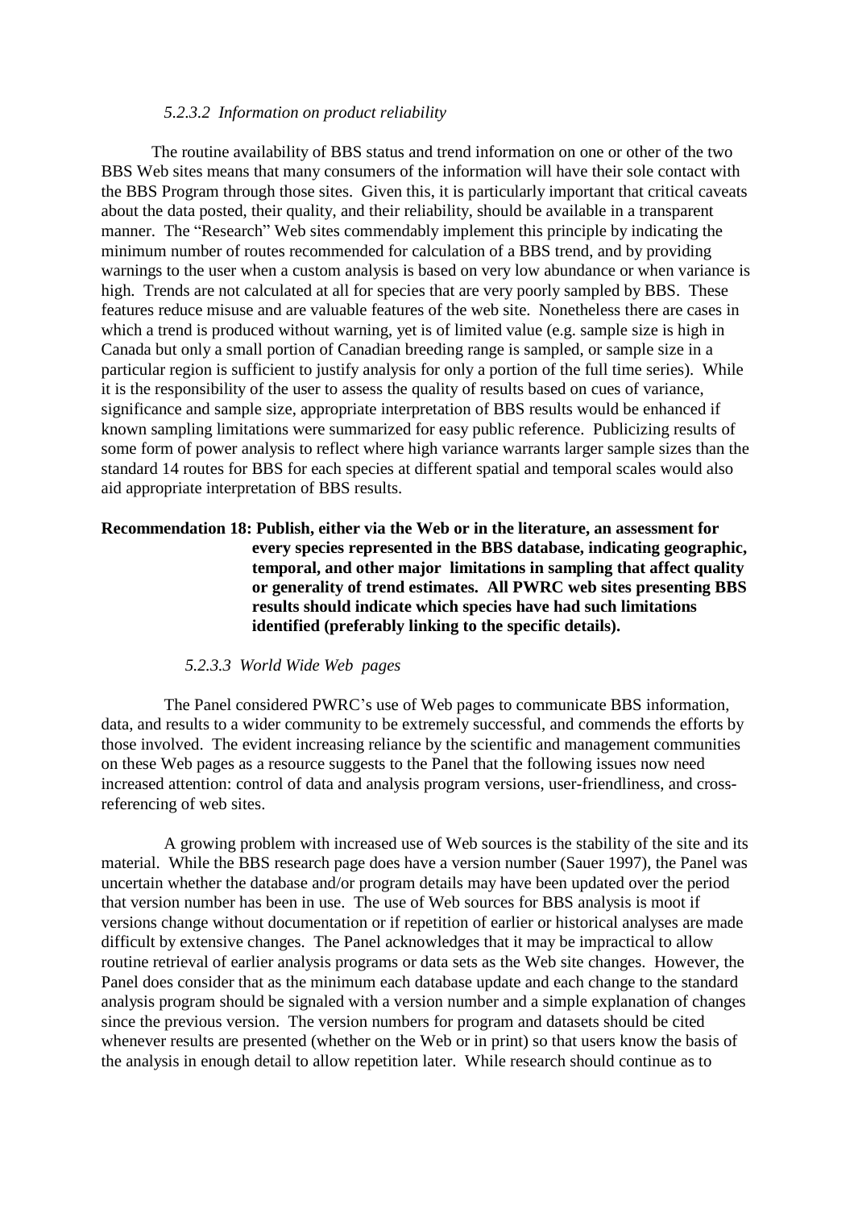#### *5.2.3.2 Information on product reliability*

The routine availability of BBS status and trend information on one or other of the two BBS Web sites means that many consumers of the information will have their sole contact with the BBS Program through those sites. Given this, it is particularly important that critical caveats about the data posted, their quality, and their reliability, should be available in a transparent manner. The "Research" Web sites commendably implement this principle by indicating the minimum number of routes recommended for calculation of a BBS trend, and by providing warnings to the user when a custom analysis is based on very low abundance or when variance is high. Trends are not calculated at all for species that are very poorly sampled by BBS. These features reduce misuse and are valuable features of the web site. Nonetheless there are cases in which a trend is produced without warning, yet is of limited value (e.g. sample size is high in Canada but only a small portion of Canadian breeding range is sampled, or sample size in a particular region is sufficient to justify analysis for only a portion of the full time series). While it is the responsibility of the user to assess the quality of results based on cues of variance, significance and sample size, appropriate interpretation of BBS results would be enhanced if known sampling limitations were summarized for easy public reference. Publicizing results of some form of power analysis to reflect where high variance warrants larger sample sizes than the standard 14 routes for BBS for each species at different spatial and temporal scales would also aid appropriate interpretation of BBS results.

**Recommendation 18: Publish, either via the Web or in the literature, an assessment for every species represented in the BBS database, indicating geographic, temporal, and other major limitations in sampling that affect quality or generality of trend estimates. All PWRC web sites presenting BBS results should indicate which species have had such limitations identified (preferably linking to the specific details).**

#### *5.2.3.3 World Wide Web pages*

The Panel considered PWRC's use of Web pages to communicate BBS information, data, and results to a wider community to be extremely successful, and commends the efforts by those involved. The evident increasing reliance by the scientific and management communities on these Web pages as a resource suggests to the Panel that the following issues now need increased attention: control of data and analysis program versions, user-friendliness, and cross-referencing of web sites.

A growing problem with increased use of Web sources is the stability of the site and its material. While the BBS research page does have a version number (Sauer 1997), the Panel was uncertain whether the database and/or program details may have been updated over the period that version number has been in use. The use of Web sources for BBS analysis is moot if versions change without documentation or if repetition of earlier or historical analyses are made difficult by extensive changes. The Panel acknowledges that it may be impractical to allow routine retrieval of earlier analysis programs or data sets as the Web site changes. However, the Panel does consider that as the minimum each database update and each change to the standard analysis program should be signaled with a version number and a simple explanation of changes since the previous version. The version numbers for program and datasets should be cited whenever results are presented (whether on the Web or in print) so that users know the basis of the analysis in enough detail to allow repetition later. While research should continue as to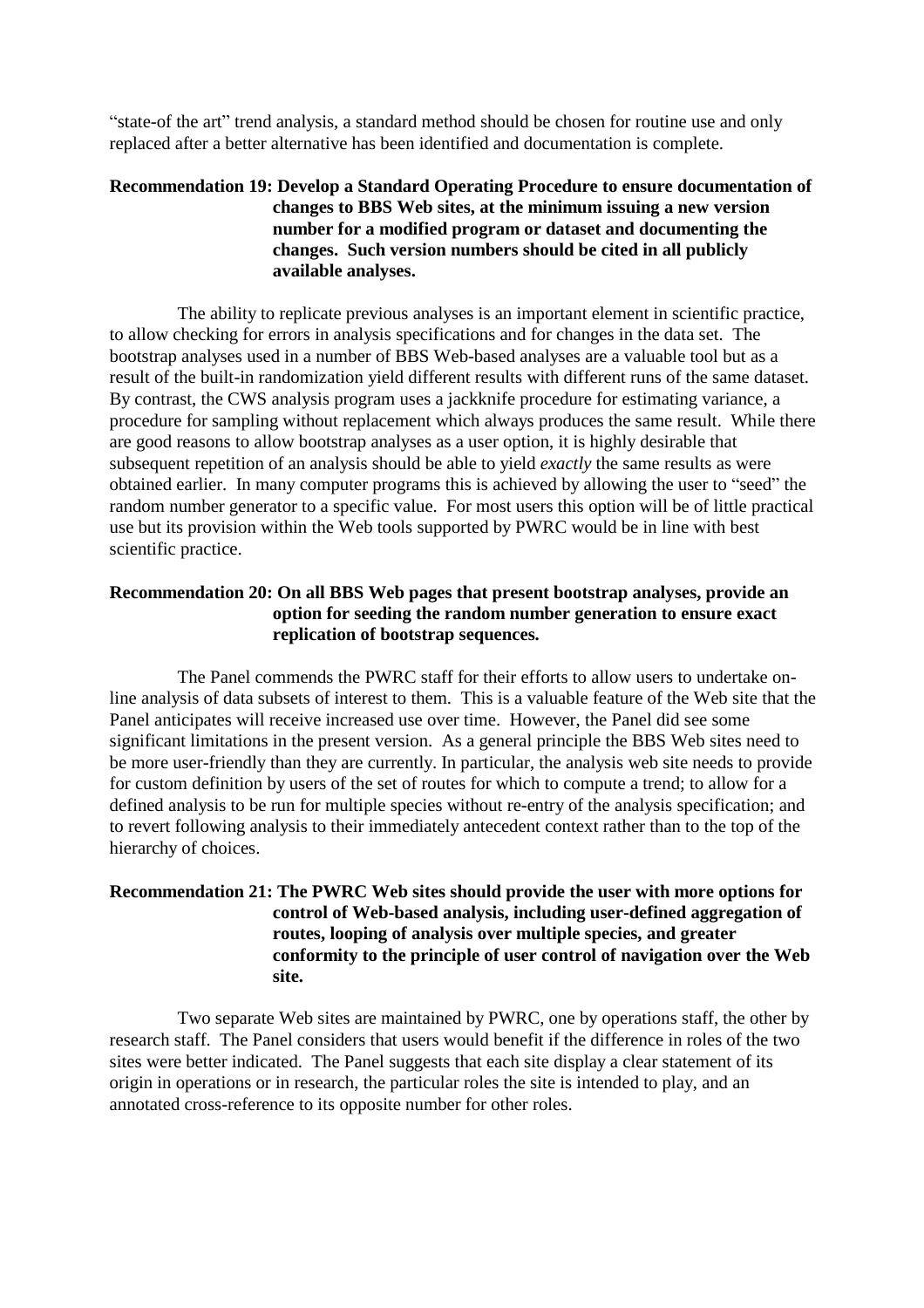"state-of the art" trend analysis, a standard method should be chosen for routine use and only replaced after a better alternative has been identified and documentation is complete.

**Recommendation 19: Develop a Standard Operating Procedure to ensure documentation of changes to BBS Web sites, at the minimum issuing a new version number for a modified program or dataset and documenting the changes. Such version numbers should be cited in all publicly available analyses.**

The ability to replicate previous analyses is an important element in scientific practice, to allow checking for errors in analysis specifications and for changes in the data set. The bootstrap analyses used in a number of BBS Web-based analyses are a valuable tool but as a result of the built-in randomization yield different results with different runs of the same dataset. By contrast, the CWS analysis program uses a jackknife procedure for estimating variance, a procedure for sampling without replacement which always produces the same result. While there are good reasons to allow bootstrap analyses as a user option, it is highly desirable that subsequent repetition of an analysis should be able to yield *exactly* the same results as were obtained earlier. In many computer programs this is achieved by allowing the user to "seed" the random number generator to a specific value. For most users this option will be of little practical use but its provision within the Web tools supported by PWRC would be in line with best scientific practice.

**Recommendation 20: On all BBS Web pages that present bootstrap analyses, provide an option for seeding the random number generation to ensure exact replication of bootstrap sequences.**

The Panel commends the PWRC staff for their efforts to allow users to undertake on-line analysis of data subsets of interest to them. This is a valuable feature of the Web site that the Panel anticipates will receive increased use over time. However, the Panel did see some significant limitations in the present version. As a general principle the BBS Web sites need to be more user-friendly than they are currently. In particular, the analysis web site needs to provide for custom definition by users of the set of routes for which to compute a trend; to allow for a defined analysis to be run for multiple species without re-entry of the analysis specification; and to revert following analysis to their immediately antecedent context rather than to the top of the hierarchy of choices.

**Recommendation 21: The PWRC Web sites should provide the user with more options for control of Web-based analysis, including user-defined aggregation of routes, looping of analysis over multiple species, and greater conformity to the principle of user control of navigation over the Web site.**

Two separate Web sites are maintained by PWRC, one by operations staff, the other by research staff. The Panel considers that users would benefit if the difference in roles of the two sites were better indicated. The Panel suggests that each site display a clear statement of its origin in operations or in research, the particular roles the site is intended to play, and an annotated cross-reference to its opposite number for other roles.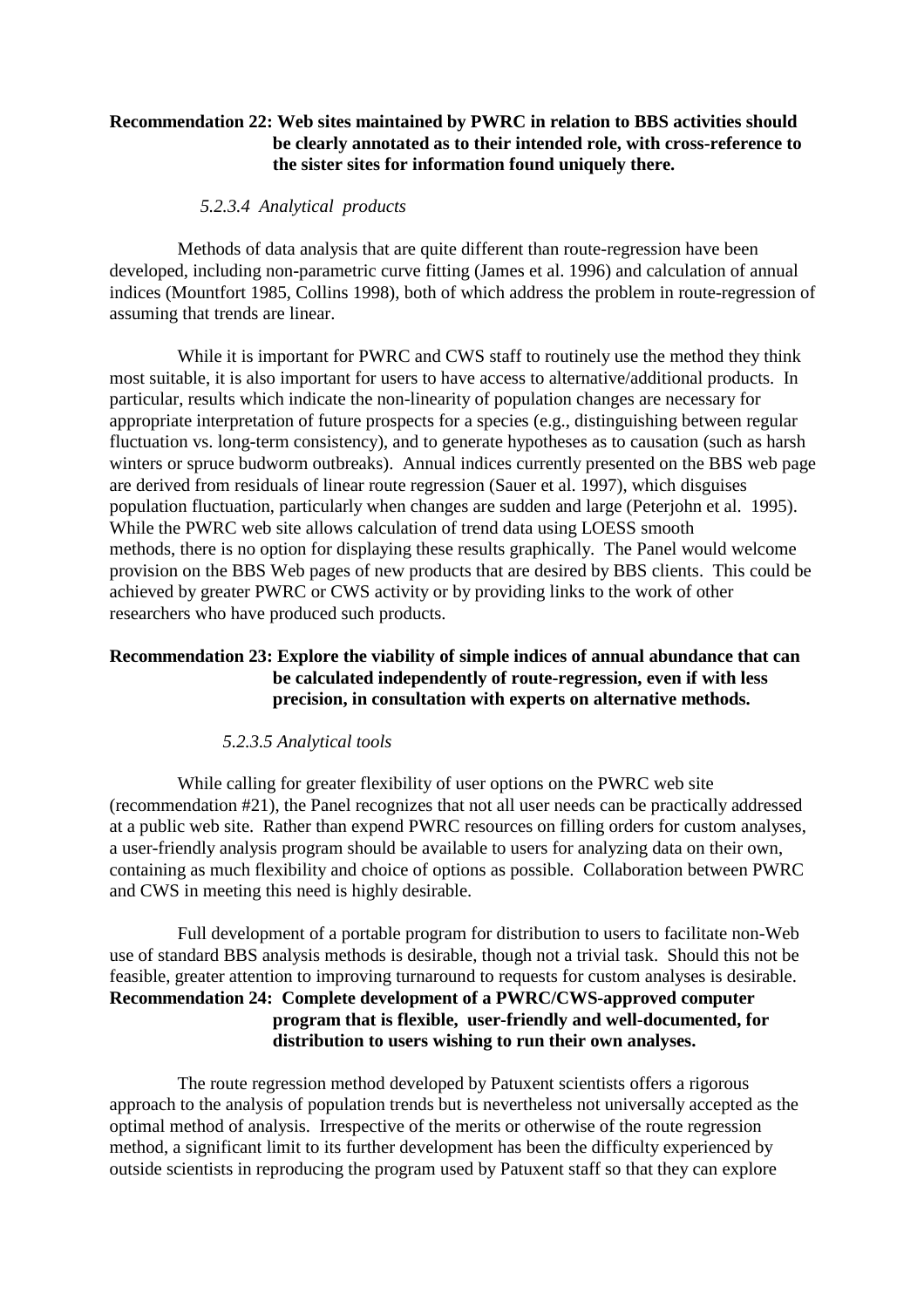**Recommendation 22: Web sites maintained by PWRC in relation to BBS activities should be clearly annotated as to their intended role, with cross-reference to the sister sites for information found uniquely there.**

*5.2.3.4 Analytical products*

Methods of data analysis that are quite different than route-regression have been developed, including non-parametric curve fitting (James et al. 1996) and calculation of annual indices (Mountfort 1985, Collins 1998), both of which address the problem in route-regression of assuming that trends are linear.

While it is important for PWRC and CWS staff to routinely use the method they think most suitable, it is also important for users to have access to alternative/additional products. In particular, results which indicate the non-linearity of population changes are necessary for appropriate interpretation of future prospects for a species (e.g., distinguishing between regular fluctuation vs. long-term consistency), and to generate hypotheses as to causation (such as harsh winters or spruce budworm outbreaks). Annual indices currently presented on the BBS web page are derived from residuals of linear route regression (Sauer et al. 1997), which disguises population fluctuation, particularly when changes are sudden and large (Peterjohn et al. 1995). While the PWRC web site allows calculation of trend data using LOESS smooth methods, there is no option for displaying these results graphically. The Panel would welcome provision on the BBS Web pages of new products that are desired by BBS clients. This could be achieved by greater PWRC or CWS activity or by providing links to the work of other researchers who have produced such products.

**Recommendation 23: Explore the viability of simple indices of annual abundance that can be calculated independently of route-regression, even if with less precision, in consultation with experts on alternative methods.**

*5.2.3.5 Analytical tools*

While calling for greater flexibility of user options on the PWRC web site (recommendation #21), the Panel recognizes that not all user needs can be practically addressed at a public web site. Rather than expend PWRC resources on filling orders for custom analyses, a user-friendly analysis program should be available to users for analyzing data on their own, containing as much flexibility and choice of options as possible. Collaboration between PWRC and CWS in meeting this need is highly desirable.

Full development of a portable program for distribution to users to facilitate non-Web use of standard BBS analysis methods is desirable, though not a trivial task. Should this not be feasible, greater attention to improving turnaround to requests for custom analyses is desirable.

**Recommendation 24: Complete development of a PWRC/CWS-approved computer program that is flexible, user-friendly and well-documented, for distribution to users wishing to run their own analyses.**

The route regression method developed by Patuxent scientists offers a rigorous approach to the analysis of population trends but is nevertheless not universally accepted as the optimal method of analysis. Irrespective of the merits or otherwise of the route regression method, a significant limit to its further development has been the difficulty experienced by outside scientists in reproducing the program used by Patuxent staff so that they can explore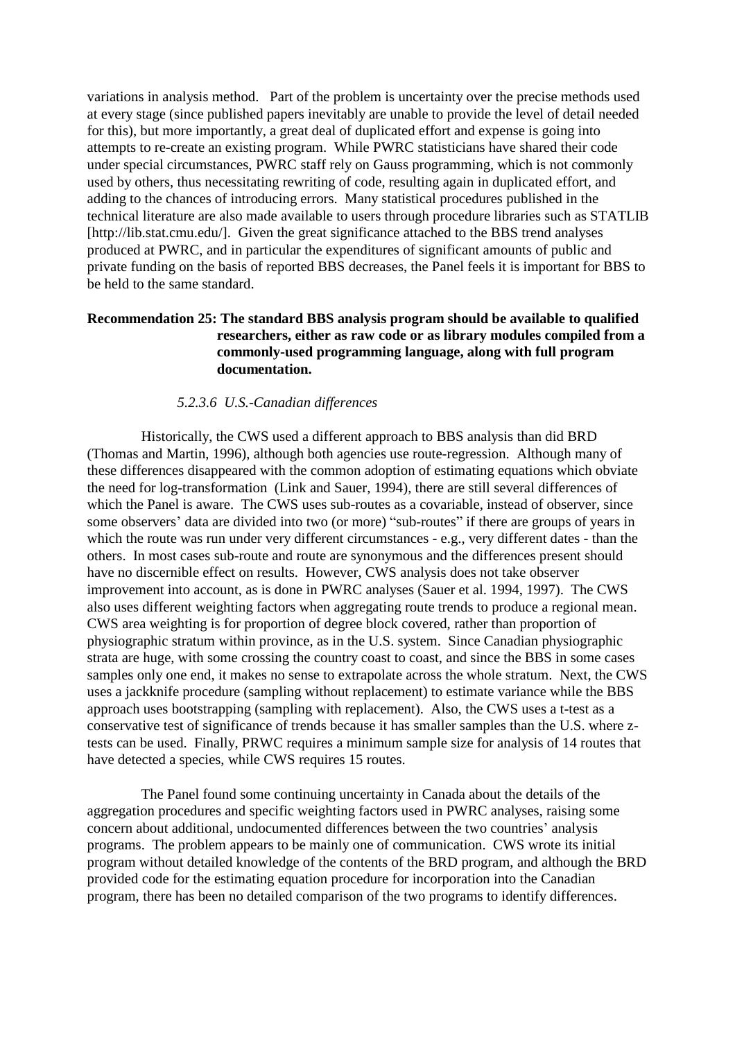variations in analysis method. Part of the problem is uncertainty over the precise methods used at every stage (since published papers inevitably are unable to provide the level of detail needed for this), but more importantly, a great deal of duplicated effort and expense is going into attempts to re-create an existing program. While PWRC statisticians have shared their code under special circumstances, PWRC staff rely on Gauss programming, which is not commonly used by others, thus necessitating rewriting of code, resulting again in duplicated effort, and adding to the chances of introducing errors. Many statistical procedures published in the technical literature are also made available to users through procedure libraries such as STATLIB [http://lib.stat.cmu.edu/]. Given the great significance attached to the BBS trend analyses produced at PWRC, and in particular the expenditures of significant amounts of public and private funding on the basis of reported BBS decreases, the Panel feels it is important for BBS to be held to the same standard.

**Recommendation 25: The standard BBS analysis program should be available to qualified researchers, either as raw code or as library modules compiled from a commonly-used programming language, along with full program documentation.**

#### *5.2.3.6 U.S.-Canadian differences*

Historically, the CWS used a different approach to BBS analysis than did BRD (Thomas and Martin, 1996), although both agencies use route-regression. Although many of these differences disappeared with the common adoption of estimating equations which obviate the need for log-transformation (Link and Sauer, 1994), there are still several differences of which the Panel is aware. The CWS uses sub-routes as a covariable, instead of observer, since some observers' data are divided into two (or more) "sub-routes" if there are groups of years in which the route was run under very different circumstances - e.g., very different dates - than the others. In most cases sub-route and route are synonymous and the differences present should have no discernible effect on results. However, CWS analysis does not take observer improvement into account, as is done in PWRC analyses (Sauer et al. 1994, 1997). The CWS also uses different weighting factors when aggregating route trends to produce a regional mean. CWS area weighting is for proportion of degree block covered, rather than proportion of physiographic stratum within province, as in the U.S. system. Since Canadian physiographic strata are huge, with some crossing the country coast to coast, and since the BBS in some cases samples only one end, it makes no sense to extrapolate across the whole stratum. Next, the CWS uses a jackknife procedure (sampling without replacement) to estimate variance while the BBS approach uses bootstrapping (sampling with replacement). Also, the CWS uses a t-test as a conservative test of significance of trends because it has smaller samples than the U.S. where z-tests can be used. Finally, PRWC requires a minimum sample size for analysis of 14 routes that have detected a species, while CWS requires 15 routes.

The Panel found some continuing uncertainty in Canada about the details of the aggregation procedures and specific weighting factors used in PWRC analyses, raising some concern about additional, undocumented differences between the two countries' analysis programs. The problem appears to be mainly one of communication. CWS wrote its initial program without detailed knowledge of the contents of the BRD program, and although the BRD provided code for the estimating equation procedure for incorporation into the Canadian program, there has been no detailed comparison of the two programs to identify differences.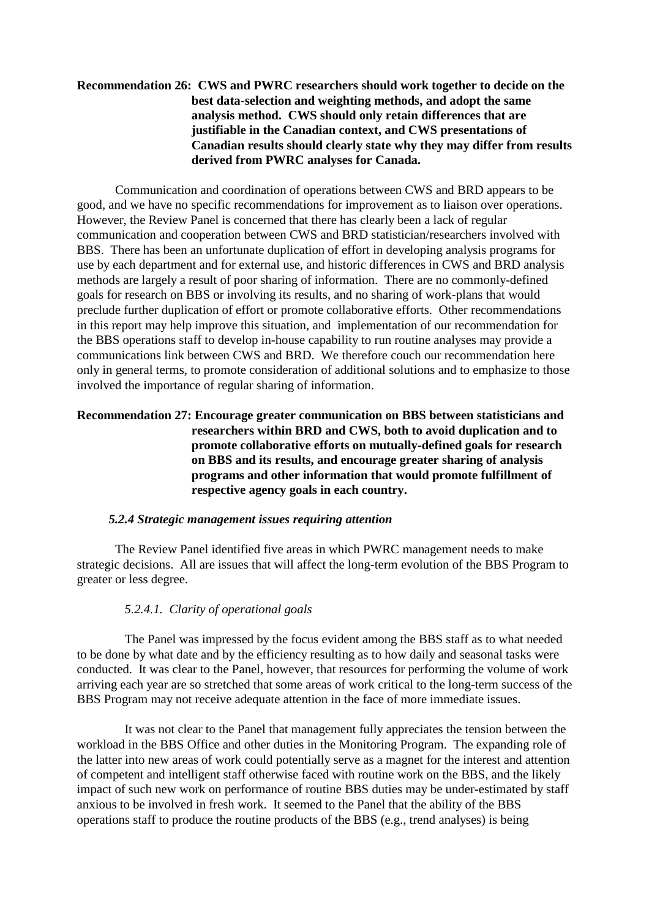**Recommendation 26: CWS and PWRC researchers should work together to decide on the best data-selection and weighting methods, and adopt the same analysis method. CWS should only retain differences that are justifiable in the Canadian context, and CWS presentations of Canadian results should clearly state why they may differ from results derived from PWRC analyses for Canada.**

Communication and coordination of operations between CWS and BRD appears to be good, and we have no specific recommendations for improvement as to liaison over operations. However, the Review Panel is concerned that there has clearly been a lack of regular communication and cooperation between CWS and BRD statistician/researchers involved with BBS. There has been an unfortunate duplication of effort in developing analysis programs for use by each department and for external use, and historic differences in CWS and BRD analysis methods are largely a result of poor sharing of information. There are no commonly-defined goals for research on BBS or involving its results, and no sharing of work-plans that would preclude further duplication of effort or promote collaborative efforts. Other recommendations in this report may help improve this situation, and implementation of our recommendation for the BBS operations staff to develop in-house capability to run routine analyses may provide a communications link between CWS and BRD. We therefore couch our recommendation here only in general terms, to promote consideration of additional solutions and to emphasize to those involved the importance of regular sharing of information.

**Recommendation 27: Encourage greater communication on BBS between statisticians and researchers within BRD and CWS, both to avoid duplication and to promote collaborative efforts on mutually-defined goals for research on BBS and its results, and encourage greater sharing of analysis programs and other information that would promote fulfillment of respective agency goals in each country.**

#### *5.2.4 Strategic management issues requiring attention*

The Review Panel identified five areas in which PWRC management needs to make strategic decisions. All are issues that will affect the long-term evolution of the BBS Program to greater or less degree.

##### *5.2.4.1. Clarity of operational goals*

The Panel was impressed by the focus evident among the BBS staff as to what needed to be done by what date and by the efficiency resulting as to how daily and seasonal tasks were conducted. It was clear to the Panel, however, that resources for performing the volume of work arriving each year are so stretched that some areas of work critical to the long-term success of the BBS Program may not receive adequate attention in the face of more immediate issues.

It was not clear to the Panel that management fully appreciates the tension between the workload in the BBS Office and other duties in the Monitoring Program. The expanding role of the latter into new areas of work could potentially serve as a magnet for the interest and attention of competent and intelligent staff otherwise faced with routine work on the BBS, and the likely impact of such new work on performance of routine BBS duties may be under-estimated by staff anxious to be involved in fresh work. It seemed to the Panel that the ability of the BBS operations staff to produce the routine products of the BBS (e.g., trend analyses) is being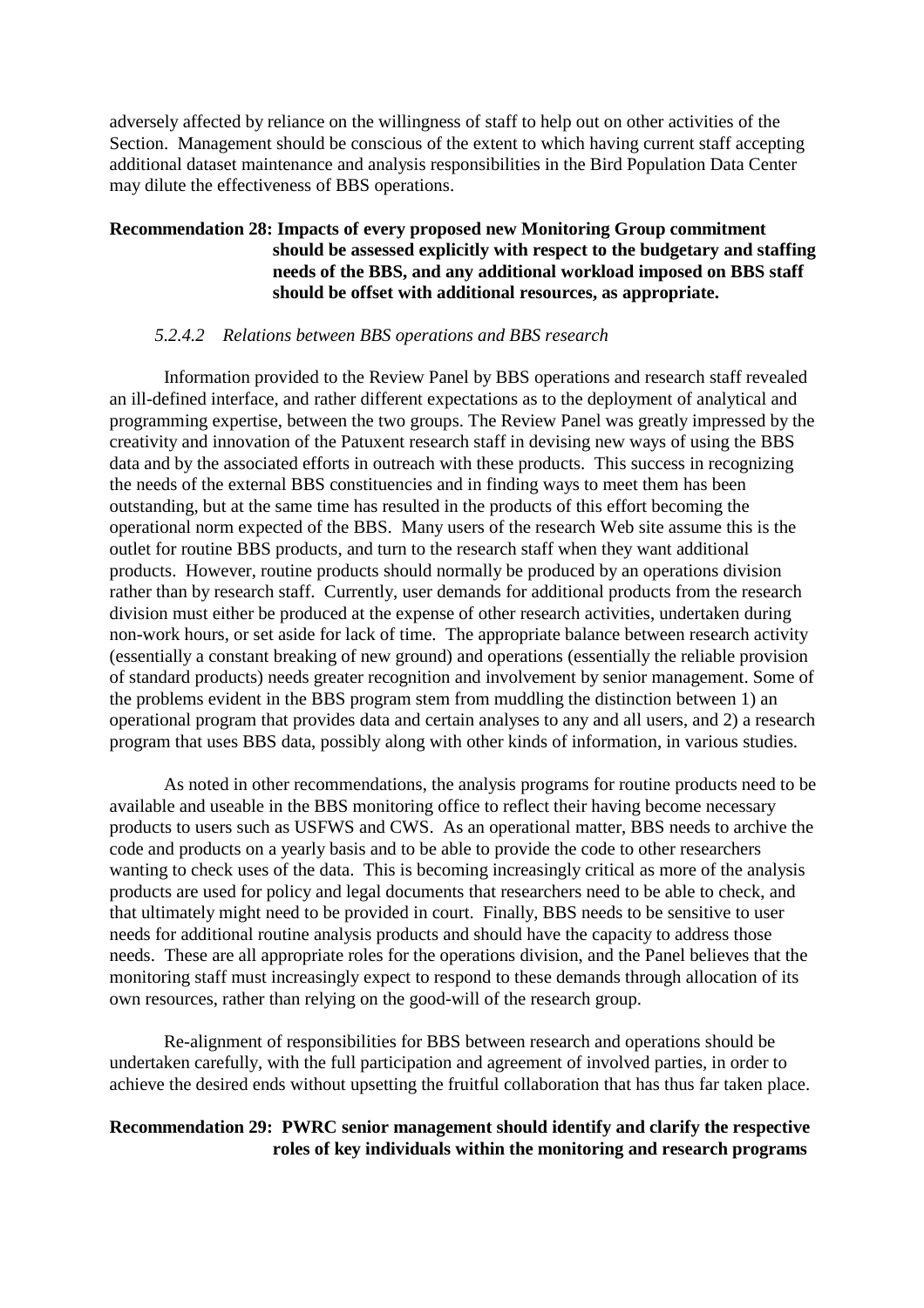adversely affected by reliance on the willingness of staff to help out on other activities of the Section. Management should be conscious of the extent to which having current staff accepting additional dataset maintenance and analysis responsibilities in the Bird Population Data Center may dilute the effectiveness of BBS operations.

**Recommendation 28: Impacts of every proposed new Monitoring Group commitment should be assessed explicitly with respect to the budgetary and staffing needs of the BBS, and any additional workload imposed on BBS staff should be offset with additional resources, as appropriate.**

#### *5.2.4.2 Relations between BBS operations and BBS research*

Information provided to the Review Panel by BBS operations and research staff revealed an ill-defined interface, and rather different expectations as to the deployment of analytical and programming expertise, between the two groups. The Review Panel was greatly impressed by the creativity and innovation of the Patuxent research staff in devising new ways of using the BBS data and by the associated efforts in outreach with these products. This success in recognizing the needs of the external BBS constituencies and in finding ways to meet them has been outstanding, but at the same time has resulted in the products of this effort becoming the operational norm expected of the BBS. Many users of the research Web site assume this is the outlet for routine BBS products, and turn to the research staff when they want additional products. However, routine products should normally be produced by an operations division rather than by research staff. Currently, user demands for additional products from the research division must either be produced at the expense of other research activities, undertaken during non-work hours, or set aside for lack of time. The appropriate balance between research activity (essentially a constant breaking of new ground) and operations (essentially the reliable provision of standard products) needs greater recognition and involvement by senior management. Some of the problems evident in the BBS program stem from muddling the distinction between 1) an operational program that provides data and certain analyses to any and all users, and 2) a research program that uses BBS data, possibly along with other kinds of information, in various studies.

As noted in other recommendations, the analysis programs for routine products need to be available and useable in the BBS monitoring office to reflect their having become necessary products to users such as USFWS and CWS. As an operational matter, BBS needs to archive the code and products on a yearly basis and to be able to provide the code to other researchers wanting to check uses of the data. This is becoming increasingly critical as more of the analysis products are used for policy and legal documents that researchers need to be able to check, and that ultimately might need to be provided in court. Finally, BBS needs to be sensitive to user needs for additional routine analysis products and should have the capacity to address those needs. These are all appropriate roles for the operations division, and the Panel believes that the monitoring staff must increasingly expect to respond to these demands through allocation of its own resources, rather than relying on the good-will of the research group.

Re-alignment of responsibilities for BBS between research and operations should be undertaken carefully, with the full participation and agreement of involved parties, in order to achieve the desired ends without upsetting the fruitful collaboration that has thus far taken place.

**Recommendation 29: PWRC senior management should identify and clarify the respective roles of key individuals within the monitoring and research programs**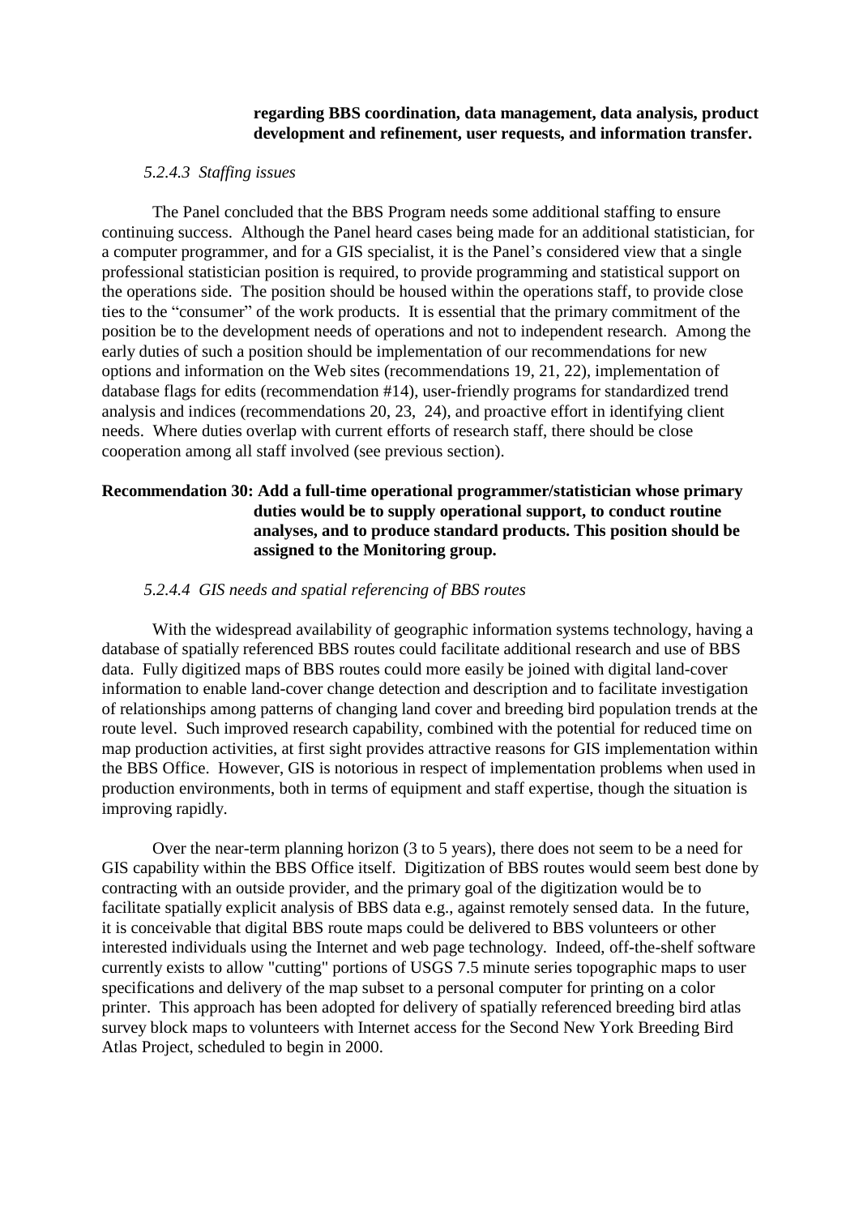**regarding BBS coordination, data management, data analysis, product development and refinement, user requests, and information transfer.**

*5.2.4.3 Staffing issues*

The Panel concluded that the BBS Program needs some additional staffing to ensure continuing success. Although the Panel heard cases being made for an additional statistician, for a computer programmer, and for a GIS specialist, it is the Panel's considered view that a single professional statistician position is required, to provide programming and statistical support on the operations side. The position should be housed within the operations staff, to provide close ties to the "consumer" of the work products. It is essential that the primary commitment of the position be to the development needs of operations and not to independent research. Among the early duties of such a position should be implementation of our recommendations for new options and information on the Web sites (recommendations 19, 21, 22), implementation of database flags for edits (recommendation #14), user-friendly programs for standardized trend analysis and indices (recommendations 20, 23, 24), and proactive effort in identifying client needs. Where duties overlap with current efforts of research staff, there should be close cooperation among all staff involved (see previous section).

**Recommendation 30: Add a full-time operational programmer/statistician whose primary duties would be to supply operational support, to conduct routine analyses, and to produce standard products. This position should be assigned to the Monitoring group.**

*5.2.4.4 GIS needs and spatial referencing of BBS routes*

With the widespread availability of geographic information systems technology, having a database of spatially referenced BBS routes could facilitate additional research and use of BBS data. Fully digitized maps of BBS routes could more easily be joined with digital land-cover information to enable land-cover change detection and description and to facilitate investigation of relationships among patterns of changing land cover and breeding bird population trends at the route level. Such improved research capability, combined with the potential for reduced time on map production activities, at first sight provides attractive reasons for GIS implementation within the BBS Office. However, GIS is notorious in respect of implementation problems when used in production environments, both in terms of equipment and staff expertise, though the situation is improving rapidly.

Over the near-term planning horizon (3 to 5 years), there does not seem to be a need for GIS capability within the BBS Office itself. Digitization of BBS routes would seem best done by contracting with an outside provider, and the primary goal of the digitization would be to facilitate spatially explicit analysis of BBS data e.g., against remotely sensed data. In the future, it is conceivable that digital BBS route maps could be delivered to BBS volunteers or other interested individuals using the Internet and web page technology. Indeed, off-the-shelf software currently exists to allow "cutting" portions of USGS 7.5 minute series topographic maps to user specifications and delivery of the map subset to a personal computer for printing on a color printer. This approach has been adopted for delivery of spatially referenced breeding bird atlas survey block maps to volunteers with Internet access for the Second New York Breeding Bird Atlas Project, scheduled to begin in 2000.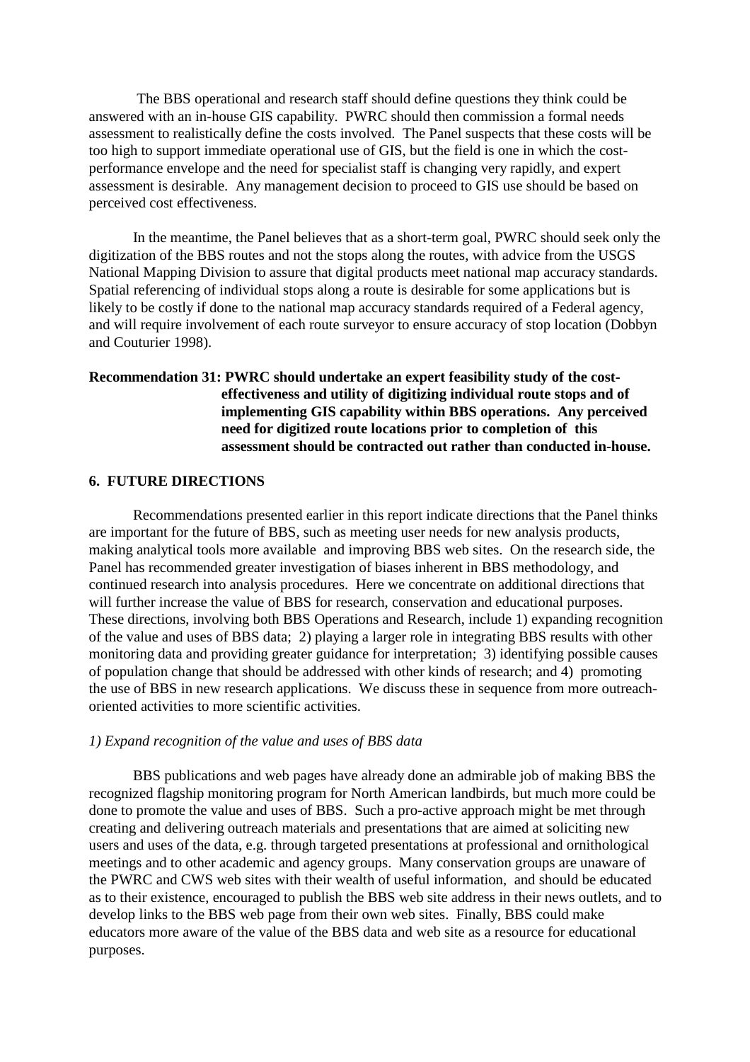The BBS operational and research staff should define questions they think could be answered with an in-house GIS capability. PWRC should then commission a formal needs assessment to realistically define the costs involved. The Panel suspects that these costs will be too high to support immediate operational use of GIS, but the field is one in which the cost-performance envelope and the need for specialist staff is changing very rapidly, and expert assessment is desirable. Any management decision to proceed to GIS use should be based on perceived cost effectiveness.

In the meantime, the Panel believes that as a short-term goal, PWRC should seek only the digitization of the BBS routes and not the stops along the routes, with advice from the USGS National Mapping Division to assure that digital products meet national map accuracy standards. Spatial referencing of individual stops along a route is desirable for some applications but is likely to be costly if done to the national map accuracy standards required of a Federal agency, and will require involvement of each route surveyor to ensure accuracy of stop location (Dobbyn and Couturier 1998).

**Recommendation 31: PWRC should undertake an expert feasibility study of the cost-effectiveness and utility of digitizing individual route stops and of implementing GIS capability within BBS operations. Any perceived need for digitized route locations prior to completion of this assessment should be contracted out rather than conducted in-house.**

## 6. FUTURE DIRECTIONS

Recommendations presented earlier in this report indicate directions that the Panel thinks are important for the future of BBS, such as meeting user needs for new analysis products, making analytical tools more available and improving BBS web sites. On the research side, the Panel has recommended greater investigation of biases inherent in BBS methodology, and continued research into analysis procedures. Here we concentrate on additional directions that will further increase the value of BBS for research, conservation and educational purposes. These directions, involving both BBS Operations and Research, include 1) expanding recognition of the value and uses of BBS data; 2) playing a larger role in integrating BBS results with other monitoring data and providing greater guidance for interpretation; 3) identifying possible causes of population change that should be addressed with other kinds of research; and 4) promoting the use of BBS in new research applications. We discuss these in sequence from more outreach-oriented activities to more scientific activities.

*1) Expand recognition of the value and uses of BBS data*

BBS publications and web pages have already done an admirable job of making BBS the recognized flagship monitoring program for North American landbirds, but much more could be done to promote the value and uses of BBS. Such a pro-active approach might be met through creating and delivering outreach materials and presentations that are aimed at soliciting new users and uses of the data, e.g. through targeted presentations at professional and ornithological meetings and to other academic and agency groups. Many conservation groups are unaware of the PWRC and CWS web sites with their wealth of useful information, and should be educated as to their existence, encouraged to publish the BBS web site address in their news outlets, and to develop links to the BBS web page from their own web sites. Finally, BBS could make educators more aware of the value of the BBS data and web site as a resource for educational purposes.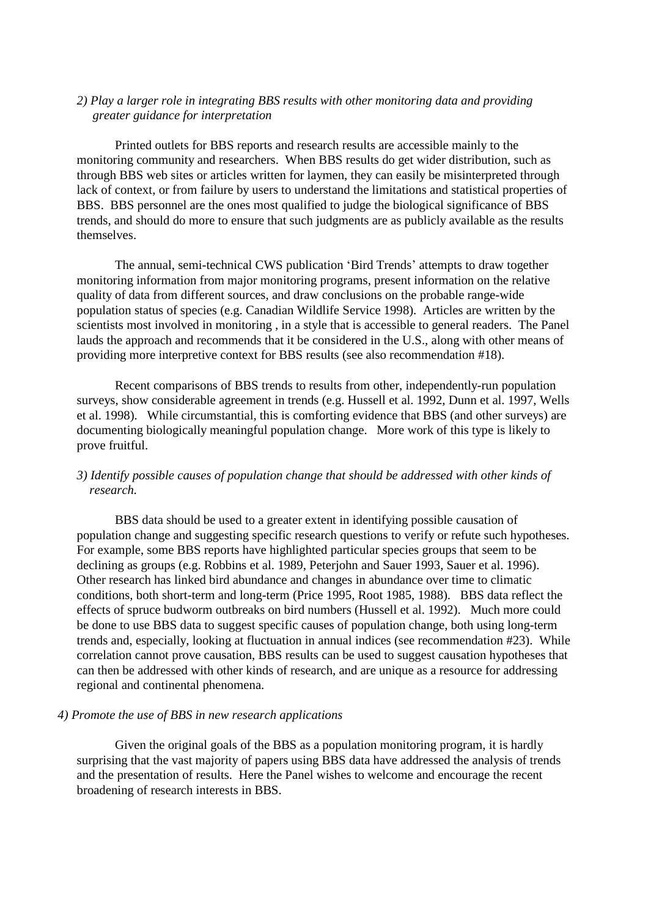*2) Play a larger role in integrating BBS results with other monitoring data and providing greater guidance for interpretation*

Printed outlets for BBS reports and research results are accessible mainly to the monitoring community and researchers. When BBS results do get wider distribution, such as through BBS web sites or articles written for laymen, they can easily be misinterpreted through lack of context, or from failure by users to understand the limitations and statistical properties of BBS. BBS personnel are the ones most qualified to judge the biological significance of BBS trends, and should do more to ensure that such judgments are as publicly available as the results themselves.

The annual, semi-technical CWS publication 'Bird Trends' attempts to draw together monitoring information from major monitoring programs, present information on the relative quality of data from different sources, and draw conclusions on the probable range-wide population status of species (e.g. Canadian Wildlife Service 1998). Articles are written by the scientists most involved in monitoring , in a style that is accessible to general readers. The Panel lauds the approach and recommends that it be considered in the U.S., along with other means of providing more interpretive context for BBS results (see also recommendation #18).

Recent comparisons of BBS trends to results from other, independently-run population surveys, show considerable agreement in trends (e.g. Hussell et al. 1992, Dunn et al. 1997, Wells et al. 1998). While circumstantial, this is comforting evidence that BBS (and other surveys) are documenting biologically meaningful population change. More work of this type is likely to prove fruitful.

*3) Identify possible causes of population change that should be addressed with other kinds of research.*

BBS data should be used to a greater extent in identifying possible causation of population change and suggesting specific research questions to verify or refute such hypotheses. For example, some BBS reports have highlighted particular species groups that seem to be declining as groups (e.g. Robbins et al. 1989, Peterjohn and Sauer 1993, Sauer et al. 1996). Other research has linked bird abundance and changes in abundance over time to climatic conditions, both short-term and long-term (Price 1995, Root 1985, 1988). BBS data reflect the effects of spruce budworm outbreaks on bird numbers (Hussell et al. 1992). Much more could be done to use BBS data to suggest specific causes of population change, both using long-term trends and, especially, looking at fluctuation in annual indices (see recommendation #23). While correlation cannot prove causation, BBS results can be used to suggest causation hypotheses that can then be addressed with other kinds of research, and are unique as a resource for addressing regional and continental phenomena.

*4) Promote the use of BBS in new research applications*

Given the original goals of the BBS as a population monitoring program, it is hardly surprising that the vast majority of papers using BBS data have addressed the analysis of trends and the presentation of results. Here the Panel wishes to welcome and encourage the recent broadening of research interests in BBS.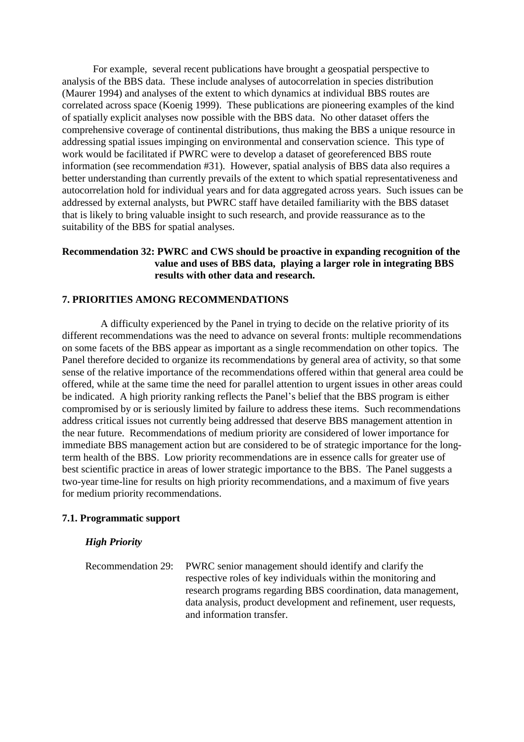For example, several recent publications have brought a geospatial perspective to analysis of the BBS data. These include analyses of autocorrelation in species distribution (Maurer 1994) and analyses of the extent to which dynamics at individual BBS routes are correlated across space (Koenig 1999). These publications are pioneering examples of the kind of spatially explicit analyses now possible with the BBS data. No other dataset offers the comprehensive coverage of continental distributions, thus making the BBS a unique resource in addressing spatial issues impinging on environmental and conservation science. This type of work would be facilitated if PWRC were to develop a dataset of georeferenced BBS route information (see recommendation #31). However, spatial analysis of BBS data also requires a better understanding than currently prevails of the extent to which spatial representativeness and autocorrelation hold for individual years and for data aggregated across years. Such issues can be addressed by external analysts, but PWRC staff have detailed familiarity with the BBS dataset that is likely to bring valuable insight to such research, and provide reassurance as to the suitability of the BBS for spatial analyses.

**Recommendation 32: PWRC and CWS should be proactive in expanding recognition of the value and uses of BBS data, playing a larger role in integrating BBS results with other data and research.**

## 7. PRIORITIES AMONG RECOMMENDATIONS

A difficulty experienced by the Panel in trying to decide on the relative priority of its different recommendations was the need to advance on several fronts: multiple recommendations on some facets of the BBS appear as important as a single recommendation on other topics. The Panel therefore decided to organize its recommendations by general area of activity, so that some sense of the relative importance of the recommendations offered within that general area could be offered, while at the same time the need for parallel attention to urgent issues in other areas could be indicated. A high priority ranking reflects the Panel's belief that the BBS program is either compromised by or is seriously limited by failure to address these items. Such recommendations address critical issues not currently being addressed that deserve BBS management attention in the near future. Recommendations of medium priority are considered of lower importance for immediate BBS management action but are considered to be of strategic importance for the long-term health of the BBS. Low priority recommendations are in essence calls for greater use of best scientific practice in areas of lower strategic importance to the BBS. The Panel suggests a two-year time-line for results on high priority recommendations, and a maximum of five years for medium priority recommendations.

### 7.1. Programmatic support

***High Priority***

Recommendation 29: PWRC senior management should identify and clarify the respective roles of key individuals within the monitoring and research programs regarding BBS coordination, data management, data analysis, product development and refinement, user requests, and information transfer.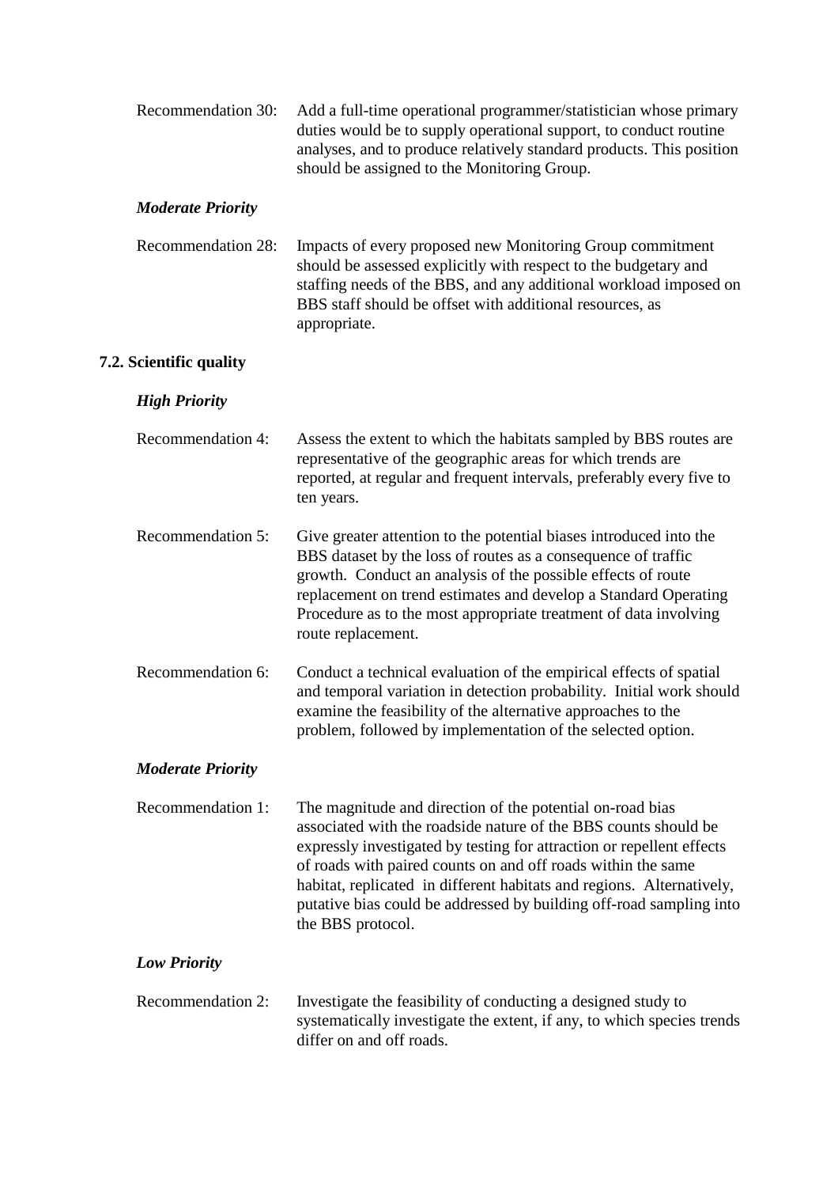Recommendation 30: Add a full-time operational programmer/statistician whose primary duties would be to supply operational support, to conduct routine analyses, and to produce relatively standard products. This position should be assigned to the Monitoring Group.

***Moderate Priority***

Recommendation 28: Impacts of every proposed new Monitoring Group commitment should be assessed explicitly with respect to the budgetary and staffing needs of the BBS, and any additional workload imposed on BBS staff should be offset with additional resources, as appropriate.

## 7.2. Scientific quality

***High Priority***

Recommendation 4: Assess the extent to which the habitats sampled by BBS routes are representative of the geographic areas for which trends are reported, at regular and frequent intervals, preferably every five to ten years.

Recommendation 5: Give greater attention to the potential biases introduced into the BBS dataset by the loss of routes as a consequence of traffic growth. Conduct an analysis of the possible effects of route replacement on trend estimates and develop a Standard Operating Procedure as to the most appropriate treatment of data involving route replacement.

Recommendation 6: Conduct a technical evaluation of the empirical effects of spatial and temporal variation in detection probability. Initial work should examine the feasibility of the alternative approaches to the problem, followed by implementation of the selected option.

***Moderate Priority***

Recommendation 1: The magnitude and direction of the potential on-road bias associated with the roadside nature of the BBS counts should be expressly investigated by testing for attraction or repellent effects of roads with paired counts on and off roads within the same habitat, replicated in different habitats and regions. Alternatively, putative bias could be addressed by building off-road sampling into the BBS protocol.

***Low Priority***

Recommendation 2: Investigate the feasibility of conducting a designed study to systematically investigate the extent, if any, to which species trends differ on and off roads.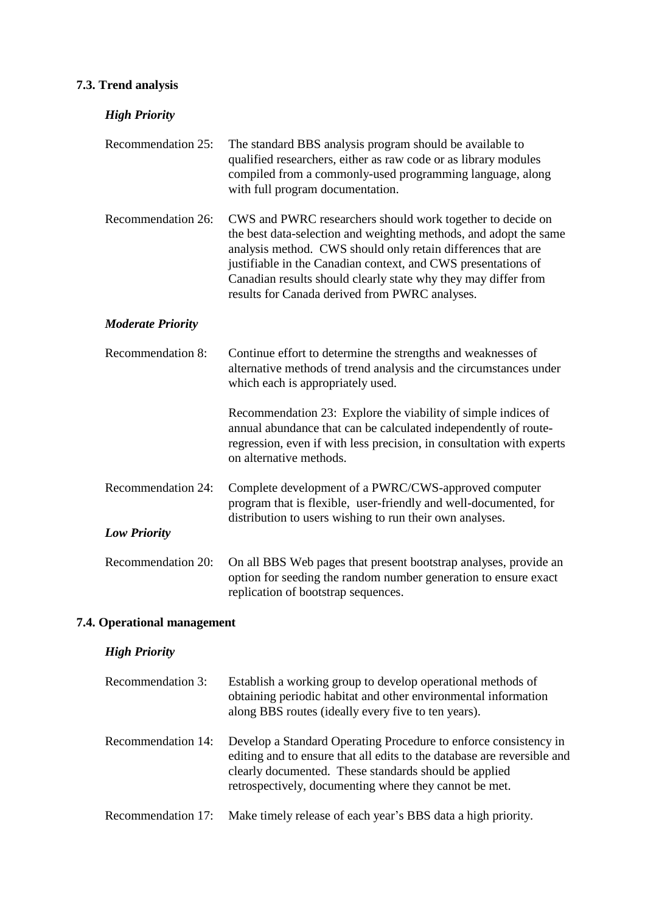### 7.3. Trend analysis

***High Priority***

Recommendation 25: The standard BBS analysis program should be available to qualified researchers, either as raw code or as library modules compiled from a commonly-used programming language, along with full program documentation.

Recommendation 26: CWS and PWRC researchers should work together to decide on the best data-selection and weighting methods, and adopt the same analysis method. CWS should only retain differences that are justifiable in the Canadian context, and CWS presentations of Canadian results should clearly state why they may differ from results for Canada derived from PWRC analyses.

***Moderate Priority***

Recommendation 8: Continue effort to determine the strengths and weaknesses of alternative methods of trend analysis and the circumstances under which each is appropriately used.

Recommendation 23: Explore the viability of simple indices of annual abundance that can be calculated independently of route-regression, even if with less precision, in consultation with experts on alternative methods.

Recommendation 24: Complete development of a PWRC/CWS-approved computer program that is flexible, user-friendly and well-documented, for distribution to users wishing to run their own analyses.

***Low Priority***

Recommendation 20: On all BBS Web pages that present bootstrap analyses, provide an option for seeding the random number generation to ensure exact replication of bootstrap sequences.

### 7.4. Operational management

***High Priority***

Recommendation 3: Establish a working group to develop operational methods of obtaining periodic habitat and other environmental information along BBS routes (ideally every five to ten years).

Recommendation 14: Develop a Standard Operating Procedure to enforce consistency in editing and to ensure that all edits to the database are reversible and clearly documented. These standards should be applied retrospectively, documenting where they cannot be met.

Recommendation 17: Make timely release of each year's BBS data a high priority.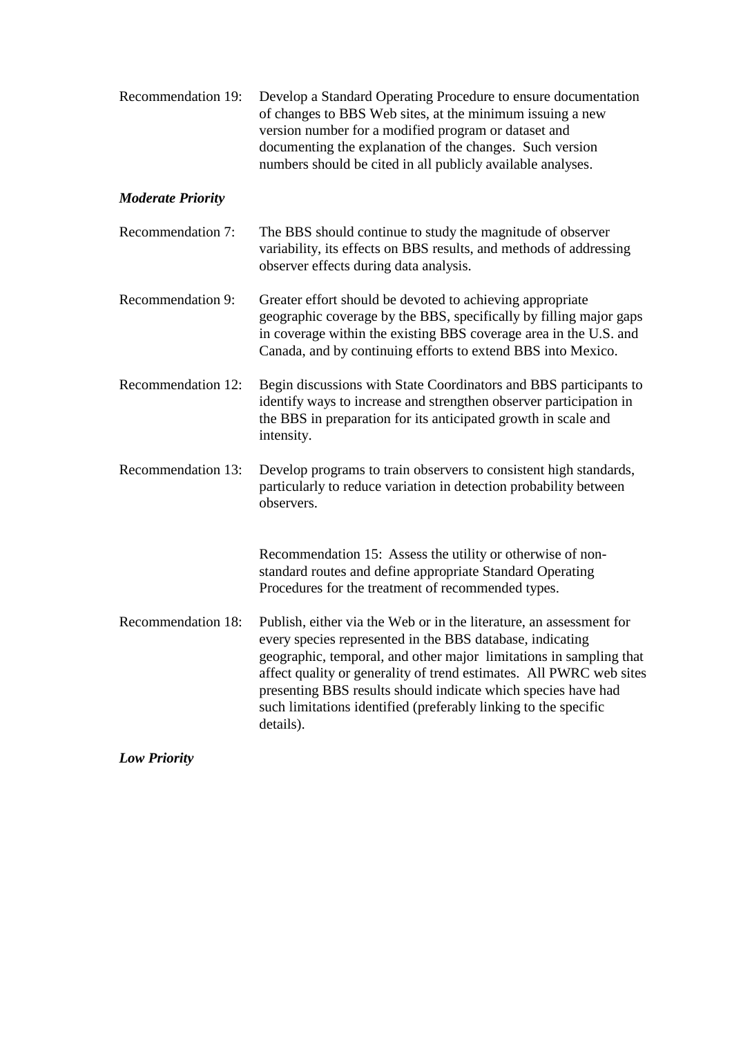Recommendation 19: Develop a Standard Operating Procedure to ensure documentation of changes to BBS Web sites, at the minimum issuing a new version number for a modified program or dataset and documenting the explanation of the changes. Such version numbers should be cited in all publicly available analyses.

***Moderate Priority***

Recommendation 7: The BBS should continue to study the magnitude of observer variability, its effects on BBS results, and methods of addressing observer effects during data analysis.

Recommendation 9: Greater effort should be devoted to achieving appropriate geographic coverage by the BBS, specifically by filling major gaps in coverage within the existing BBS coverage area in the U.S. and Canada, and by continuing efforts to extend BBS into Mexico.

Recommendation 12: Begin discussions with State Coordinators and BBS participants to identify ways to increase and strengthen observer participation in the BBS in preparation for its anticipated growth in scale and intensity.

Recommendation 13: Develop programs to train observers to consistent high standards, particularly to reduce variation in detection probability between observers.

Recommendation 15: Assess the utility or otherwise of non-standard routes and define appropriate Standard Operating Procedures for the treatment of recommended types.

Recommendation 18: Publish, either via the Web or in the literature, an assessment for every species represented in the BBS database, indicating geographic, temporal, and other major limitations in sampling that affect quality or generality of trend estimates. All PWRC web sites presenting BBS results should indicate which species have had such limitations identified (preferably linking to the specific details).

***Low Priority***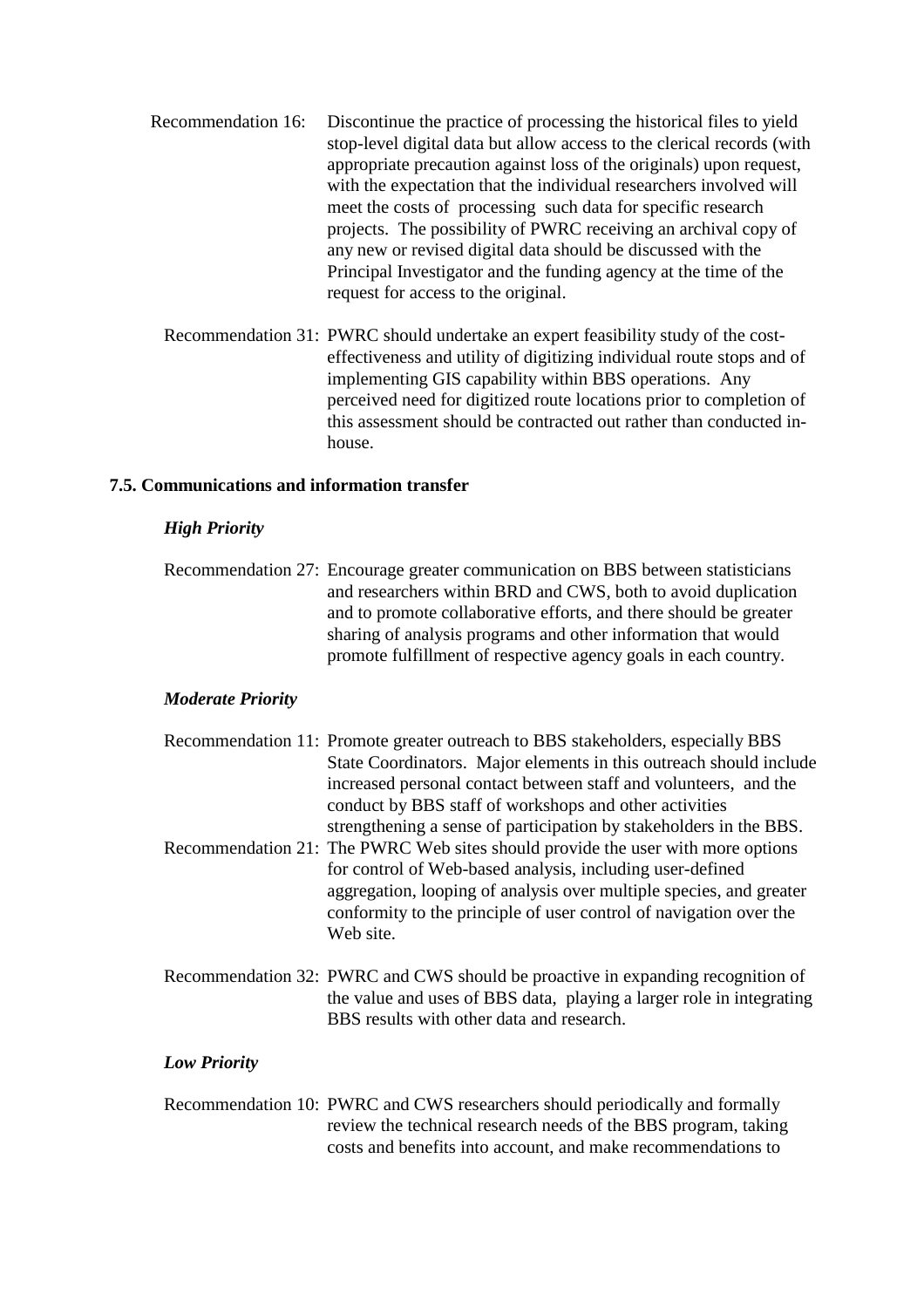Recommendation 16: Discontinue the practice of processing the historical files to yield stop-level digital data but allow access to the clerical records (with appropriate precaution against loss of the originals) upon request, with the expectation that the individual researchers involved will meet the costs of processing such data for specific research projects. The possibility of PWRC receiving an archival copy of any new or revised digital data should be discussed with the Principal Investigator and the funding agency at the time of the request for access to the original.

Recommendation 31: PWRC should undertake an expert feasibility study of the cost-effectiveness and utility of digitizing individual route stops and of implementing GIS capability within BBS operations. Any perceived need for digitized route locations prior to completion of this assessment should be contracted out rather than conducted in-house.

### 7.5. Communications and information transfer

***High Priority***

Recommendation 27: Encourage greater communication on BBS between statisticians and researchers within BRD and CWS, both to avoid duplication and to promote collaborative efforts, and there should be greater sharing of analysis programs and other information that would promote fulfillment of respective agency goals in each country.

***Moderate Priority***

Recommendation 11: Promote greater outreach to BBS stakeholders, especially BBS State Coordinators. Major elements in this outreach should include increased personal contact between staff and volunteers, and the conduct by BBS staff of workshops and other activities strengthening a sense of participation by stakeholders in the BBS.

Recommendation 21: The PWRC Web sites should provide the user with more options for control of Web-based analysis, including user-defined aggregation, looping of analysis over multiple species, and greater conformity to the principle of user control of navigation over the Web site.

Recommendation 32: PWRC and CWS should be proactive in expanding recognition of the value and uses of BBS data, playing a larger role in integrating BBS results with other data and research.

***Low Priority***

Recommendation 10: PWRC and CWS researchers should periodically and formally review the technical research needs of the BBS program, taking costs and benefits into account, and make recommendations to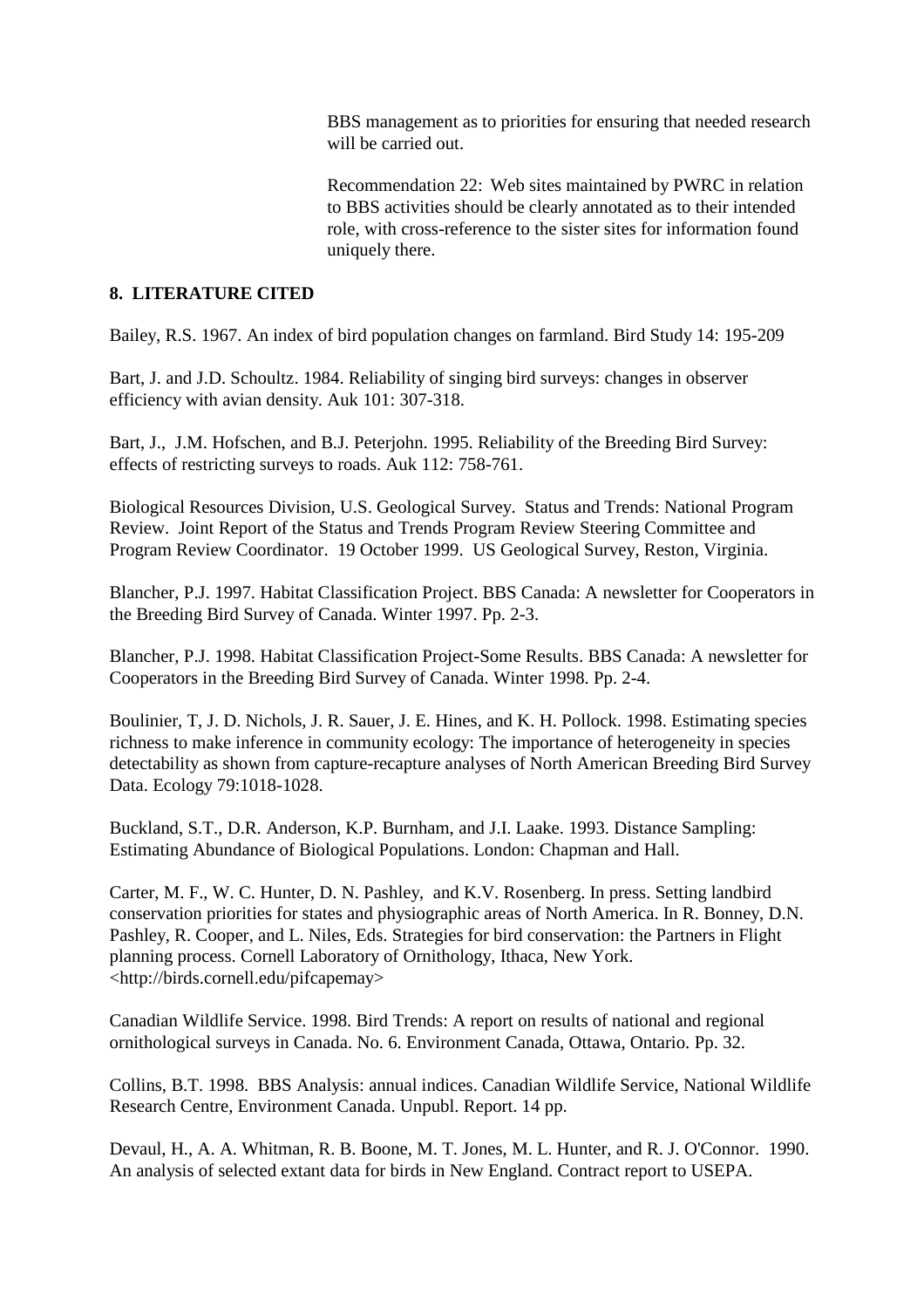BBS management as to priorities for ensuring that needed research will be carried out.

Recommendation 22: Web sites maintained by PWRC in relation to BBS activities should be clearly annotated as to their intended role, with cross-reference to the sister sites for information found uniquely there.

## 8. LITERATURE CITED

Bailey, R.S. 1967. An index of bird population changes on farmland. Bird Study 14: 195-209

Bart, J. and J.D. Schoultz. 1984. Reliability of singing bird surveys: changes in observer efficiency with avian density. Auk 101: 307-318.

Bart, J., J.M. Hofschen, and B.J. Peterjohn. 1995. Reliability of the Breeding Bird Survey: effects of restricting surveys to roads. Auk 112: 758-761.

Biological Resources Division, U.S. Geological Survey. Status and Trends: National Program Review. Joint Report of the Status and Trends Program Review Steering Committee and Program Review Coordinator. 19 October 1999. US Geological Survey, Reston, Virginia.

Blancher, P.J. 1997. Habitat Classification Project. BBS Canada: A newsletter for Cooperators in the Breeding Bird Survey of Canada. Winter 1997. Pp. 2-3.

Blancher, P.J. 1998. Habitat Classification Project-Some Results. BBS Canada: A newsletter for Cooperators in the Breeding Bird Survey of Canada. Winter 1998. Pp. 2-4.

Boulinier, T, J. D. Nichols, J. R. Sauer, J. E. Hines, and K. H. Pollock. 1998. Estimating species richness to make inference in community ecology: The importance of heterogeneity in species detectability as shown from capture-recapture analyses of North American Breeding Bird Survey Data. Ecology 79:1018-1028.

Buckland, S.T., D.R. Anderson, K.P. Burnham, and J.I. Laake. 1993. Distance Sampling: Estimating Abundance of Biological Populations. London: Chapman and Hall.

Carter, M. F., W. C. Hunter, D. N. Pashley, and K.V. Rosenberg. In press. Setting landbird conservation priorities for states and physiographic areas of North America. In R. Bonney, D.N. Pashley, R. Cooper, and L. Niles, Eds. Strategies for bird conservation: the Partners in Flight planning process. Cornell Laboratory of Ornithology, Ithaca, New York. <http://birds.cornell.edu/pifcapemay>

Canadian Wildlife Service. 1998. Bird Trends: A report on results of national and regional ornithological surveys in Canada. No. 6. Environment Canada, Ottawa, Ontario. Pp. 32.

Collins, B.T. 1998. BBS Analysis: annual indices. Canadian Wildlife Service, National Wildlife Research Centre, Environment Canada. Unpubl. Report. 14 pp.

Devaul, H., A. A. Whitman, R. B. Boone, M. T. Jones, M. L. Hunter, and R. J. O'Connor. 1990. An analysis of selected extant data for birds in New England. Contract report to USEPA.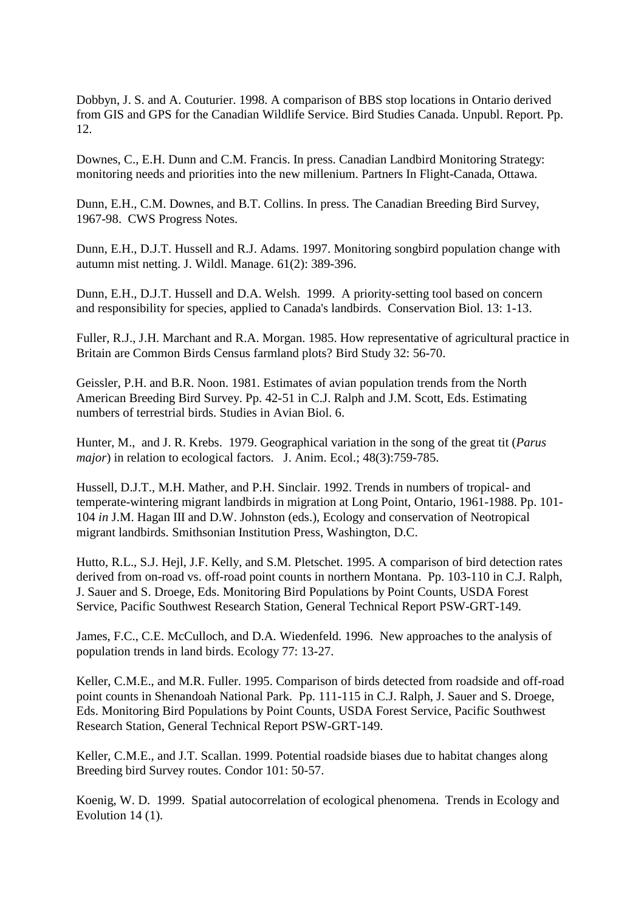Dobbyn, J. S. and A. Couturier. 1998. A comparison of BBS stop locations in Ontario derived from GIS and GPS for the Canadian Wildlife Service. Bird Studies Canada. Unpubl. Report. Pp. 12.

Downes, C., E.H. Dunn and C.M. Francis. In press. Canadian Landbird Monitoring Strategy: monitoring needs and priorities into the new millenium. Partners In Flight-Canada, Ottawa.

Dunn, E.H., C.M. Downes, and B.T. Collins. In press. The Canadian Breeding Bird Survey, 1967-98. CWS Progress Notes.

Dunn, E.H., D.J.T. Hussell and R.J. Adams. 1997. Monitoring songbird population change with autumn mist netting. J. Wildl. Manage. 61(2): 389-396.

Dunn, E.H., D.J.T. Hussell and D.A. Welsh. 1999. A priority-setting tool based on concern and responsibility for species, applied to Canada's landbirds. Conservation Biol. 13: 1-13.

Fuller, R.J., J.H. Marchant and R.A. Morgan. 1985. How representative of agricultural practice in Britain are Common Birds Census farmland plots? Bird Study 32: 56-70.

Geissler, P.H. and B.R. Noon. 1981. Estimates of avian population trends from the North American Breeding Bird Survey. Pp. 42-51 in C.J. Ralph and J.M. Scott, Eds. Estimating numbers of terrestrial birds. Studies in Avian Biol. 6.

Hunter, M., and J. R. Krebs. 1979. Geographical variation in the song of the great tit (*Parus major*) in relation to ecological factors. J. Anim. Ecol.; 48(3):759-785.

Hussell, D.J.T., M.H. Mather, and P.H. Sinclair. 1992. Trends in numbers of tropical- and temperate-wintering migrant landbirds in migration at Long Point, Ontario, 1961-1988. Pp. 101-104 *in* J.M. Hagan III and D.W. Johnston (eds.), Ecology and conservation of Neotropical migrant landbirds. Smithsonian Institution Press, Washington, D.C.

Hutto, R.L., S.J. Hejl, J.F. Kelly, and S.M. Pletschet. 1995. A comparison of bird detection rates derived from on-road vs. off-road point counts in northern Montana. Pp. 103-110 in C.J. Ralph, J. Sauer and S. Droege, Eds. Monitoring Bird Populations by Point Counts, USDA Forest Service, Pacific Southwest Research Station, General Technical Report PSW-GRT-149.

James, F.C., C.E. McCulloch, and D.A. Wiedenfeld. 1996. New approaches to the analysis of population trends in land birds. Ecology 77: 13-27.

Keller, C.M.E., and M.R. Fuller. 1995. Comparison of birds detected from roadside and off-road point counts in Shenandoah National Park. Pp. 111-115 in C.J. Ralph, J. Sauer and S. Droege, Eds. Monitoring Bird Populations by Point Counts, USDA Forest Service, Pacific Southwest Research Station, General Technical Report PSW-GRT-149.

Keller, C.M.E., and J.T. Scallan. 1999. Potential roadside biases due to habitat changes along Breeding bird Survey routes. Condor 101: 50-57.

Koenig, W. D. 1999. Spatial autocorrelation of ecological phenomena. Trends in Ecology and Evolution 14 (1).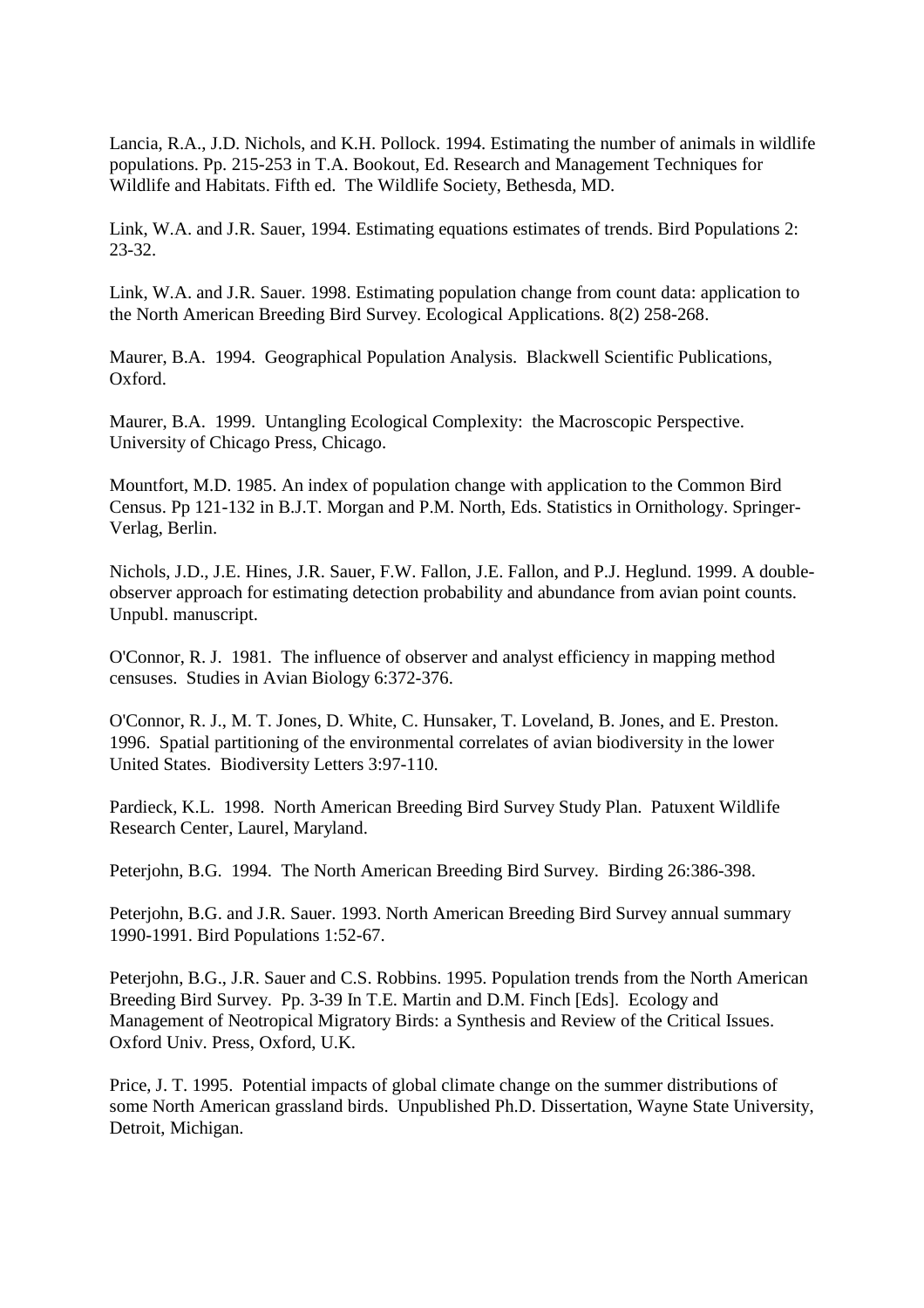Lancia, R.A., J.D. Nichols, and K.H. Pollock. 1994. Estimating the number of animals in wildlife populations. Pp. 215-253 in T.A. Bookout, Ed. Research and Management Techniques for Wildlife and Habitats. Fifth ed. The Wildlife Society, Bethesda, MD.

Link, W.A. and J.R. Sauer, 1994. Estimating equations estimates of trends. Bird Populations 2: 23-32.

Link, W.A. and J.R. Sauer. 1998. Estimating population change from count data: application to the North American Breeding Bird Survey. Ecological Applications. 8(2) 258-268.

Maurer, B.A. 1994. Geographical Population Analysis. Blackwell Scientific Publications, Oxford.

Maurer, B.A. 1999. Untangling Ecological Complexity: the Macroscopic Perspective. University of Chicago Press, Chicago.

Mountfort, M.D. 1985. An index of population change with application to the Common Bird Census. Pp 121-132 in B.J.T. Morgan and P.M. North, Eds. Statistics in Ornithology. Springer-Verlag, Berlin.

Nichols, J.D., J.E. Hines, J.R. Sauer, F.W. Fallon, J.E. Fallon, and P.J. Heglund. 1999. A double-observer approach for estimating detection probability and abundance from avian point counts. Unpubl. manuscript.

O'Connor, R. J. 1981. The influence of observer and analyst efficiency in mapping method censuses. Studies in Avian Biology 6:372-376.

O'Connor, R. J., M. T. Jones, D. White, C. Hunsaker, T. Loveland, B. Jones, and E. Preston. 1996. Spatial partitioning of the environmental correlates of avian biodiversity in the lower United States. Biodiversity Letters 3:97-110.

Pardieck, K.L. 1998. North American Breeding Bird Survey Study Plan. Patuxent Wildlife Research Center, Laurel, Maryland.

Peterjohn, B.G. 1994. The North American Breeding Bird Survey. Birding 26:386-398.

Peterjohn, B.G. and J.R. Sauer. 1993. North American Breeding Bird Survey annual summary 1990-1991. Bird Populations 1:52-67.

Peterjohn, B.G., J.R. Sauer and C.S. Robbins. 1995. Population trends from the North American Breeding Bird Survey. Pp. 3-39 In T.E. Martin and D.M. Finch [Eds]. Ecology and Management of Neotropical Migratory Birds: a Synthesis and Review of the Critical Issues. Oxford Univ. Press, Oxford, U.K.

Price, J. T. 1995. Potential impacts of global climate change on the summer distributions of some North American grassland birds. Unpublished Ph.D. Dissertation, Wayne State University, Detroit, Michigan.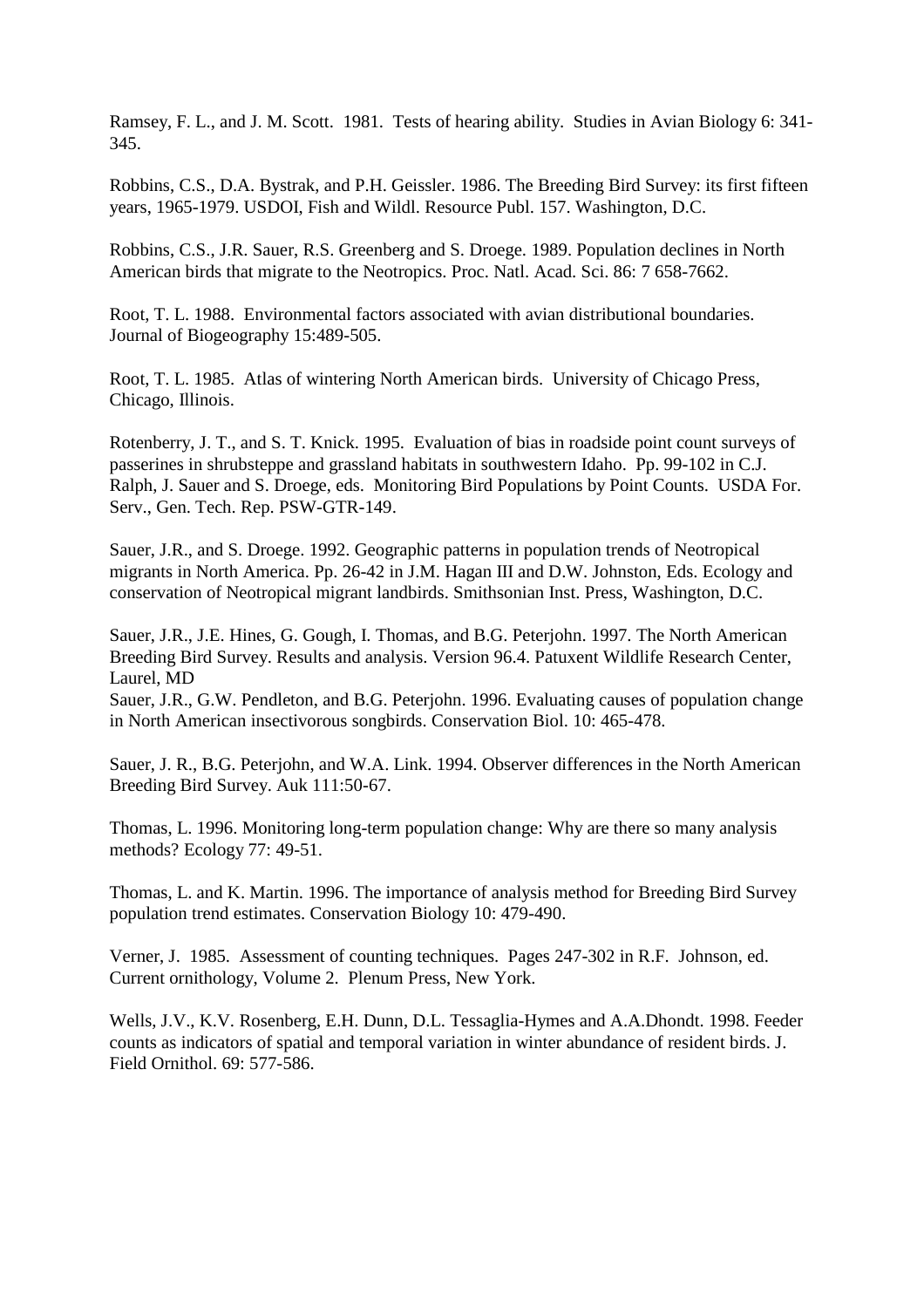Ramsey, F. L., and J. M. Scott. 1981. Tests of hearing ability. Studies in Avian Biology 6: 341-345.

Robbins, C.S., D.A. Bystrak, and P.H. Geissler. 1986. The Breeding Bird Survey: its first fifteen years, 1965-1979. USDOI, Fish and Wildl. Resource Publ. 157. Washington, D.C.

Robbins, C.S., J.R. Sauer, R.S. Greenberg and S. Droege. 1989. Population declines in North American birds that migrate to the Neotropics. Proc. Natl. Acad. Sci. 86: 7 658-7662.

Root, T. L. 1988. Environmental factors associated with avian distributional boundaries. Journal of Biogeography 15:489-505.

Root, T. L. 1985. Atlas of wintering North American birds. University of Chicago Press, Chicago, Illinois.

Rotenberry, J. T., and S. T. Knick. 1995. Evaluation of bias in roadside point count surveys of passerines in shrubsteppe and grassland habitats in southwestern Idaho. Pp. 99-102 in C.J. Ralph, J. Sauer and S. Droege, eds. Monitoring Bird Populations by Point Counts. USDA For. Serv., Gen. Tech. Rep. PSW-GTR-149.

Sauer, J.R., and S. Droege. 1992. Geographic patterns in population trends of Neotropical migrants in North America. Pp. 26-42 in J.M. Hagan III and D.W. Johnston, Eds. Ecology and conservation of Neotropical migrant landbirds. Smithsonian Inst. Press, Washington, D.C.

Sauer, J.R., J.E. Hines, G. Gough, I. Thomas, and B.G. Peterjohn. 1997. The North American Breeding Bird Survey. Results and analysis. Version 96.4. Patuxent Wildlife Research Center, Laurel, MD

Sauer, J.R., G.W. Pendleton, and B.G. Peterjohn. 1996. Evaluating causes of population change in North American insectivorous songbirds. Conservation Biol. 10: 465-478.

Sauer, J. R., B.G. Peterjohn, and W.A. Link. 1994. Observer differences in the North American Breeding Bird Survey. Auk 111:50-67.

Thomas, L. 1996. Monitoring long-term population change: Why are there so many analysis methods? Ecology 77: 49-51.

Thomas, L. and K. Martin. 1996. The importance of analysis method for Breeding Bird Survey population trend estimates. Conservation Biology 10: 479-490.

Verner, J. 1985. Assessment of counting techniques. Pages 247-302 in R.F. Johnson, ed. Current ornithology, Volume 2. Plenum Press, New York.

Wells, J.V., K.V. Rosenberg, E.H. Dunn, D.L. Tessaglia-Hymes and A.A.Dhondt. 1998. Feeder counts as indicators of spatial and temporal variation in winter abundance of resident birds. J. Field Ornithol. 69: 577-586.